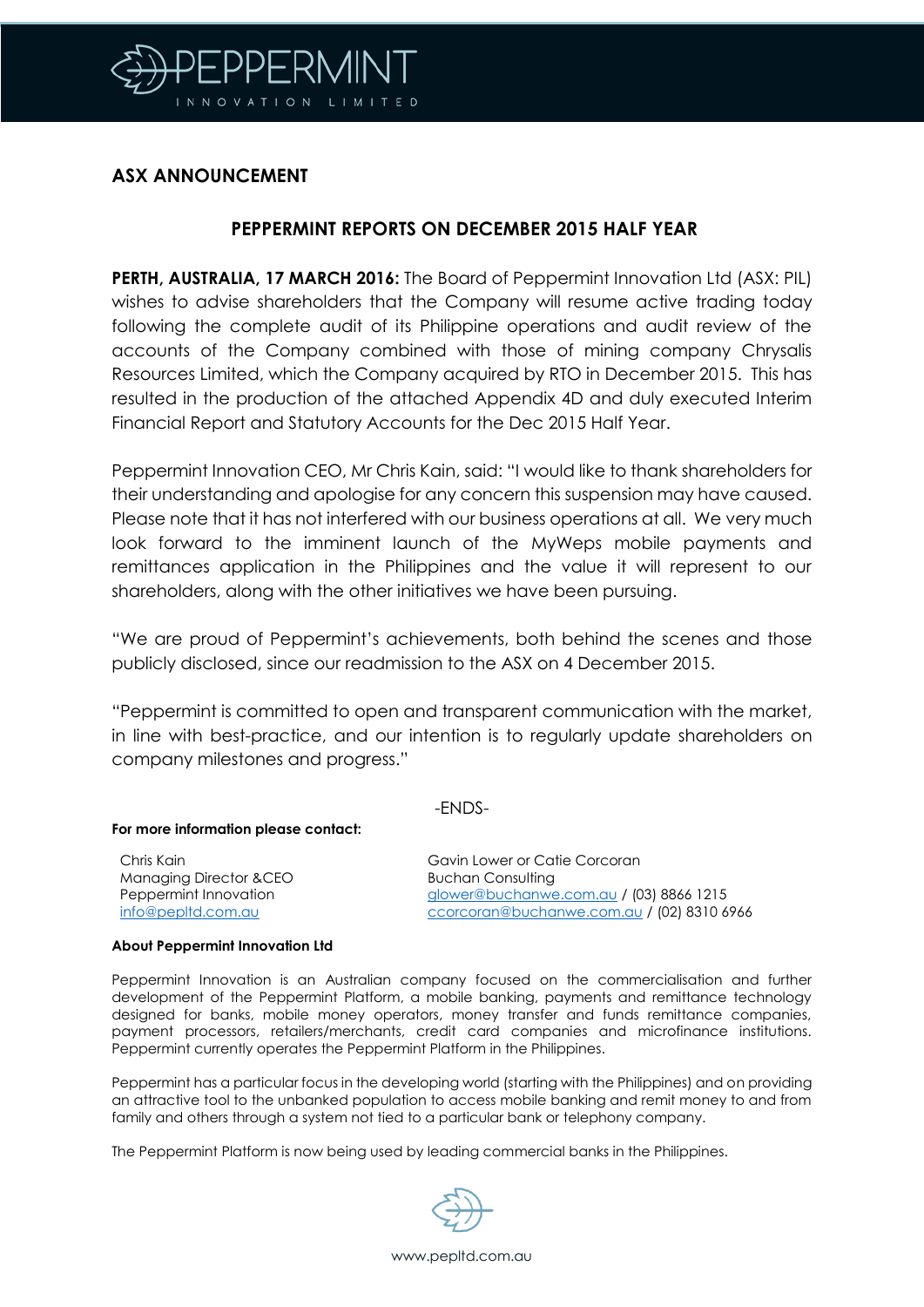PEPPERMINT

INNOVATION LIMITED

## ASX ANNOUNCEMENT

## PEPPERMINT REPORTS ON DECEMBER 2015 HALF YEAR

**PERTH, AUSTRALIA, 17 MARCH 2016:** The Board of Peppermint Innovation Ltd (ASX: PIL) wishes to advise shareholders that the Company will resume active trading today following the complete audit of its Philippine operations and audit review of the accounts of the Company combined with those of mining company Chrysalis Resources Limited, which the Company acquired by RTO in December 2015. This has resulted in the production of the attached Appendix 4D and duly executed Interim Financial Report and Statutory Accounts for the Dec 2015 Half Year.

Peppermint Innovation CEO, Mr Chris Kain, said: "I would like to thank shareholders for their understanding and apologise for any concern this suspension may have caused. Please note that it has not interfered with our business operations at all. We very much look forward to the imminent launch of the MyWeps mobile payments and remittances application in the Philippines and the value it will represent to our shareholders, along with the other initiatives we have been pursuing.

"We are proud of Peppermint's achievements, both behind the scenes and those publicly disclosed, since our readmission to the ASX on 4 December 2015.

"Peppermint is committed to open and transparent communication with the market, in line with best-practice, and our intention is to regularly update shareholders on company milestones and progress."

-ENDS-

**For more information please contact:**

Chris Kain
Managing Director &CEO
Peppermint Innovation
info@pepltd.com.au

Gavin Lower or Catie Corcoran
Buchan Consulting
glower@buchanwe.com.au / (03) 8866 1215
ccorcoran@buchanwe.com.au / (02) 8310 6966

**About Peppermint Innovation Ltd**

Peppermint Innovation is an Australian company focused on the commercialisation and further development of the Peppermint Platform, a mobile banking, payments and remittance technology designed for banks, mobile money operators, money transfer and funds remittance companies, payment processors, retailers/merchants, credit card companies and microfinance institutions. Peppermint currently operates the Peppermint Platform in the Philippines.

Peppermint has a particular focus in the developing world (starting with the Philippines) and on providing an attractive tool to the unbanked population to access mobile banking and remit money to and from family and others through a system not tied to a particular bank or telephony company.

The Peppermint Platform is now being used by leading commercial banks in the Philippines.

www.pepltd.com.au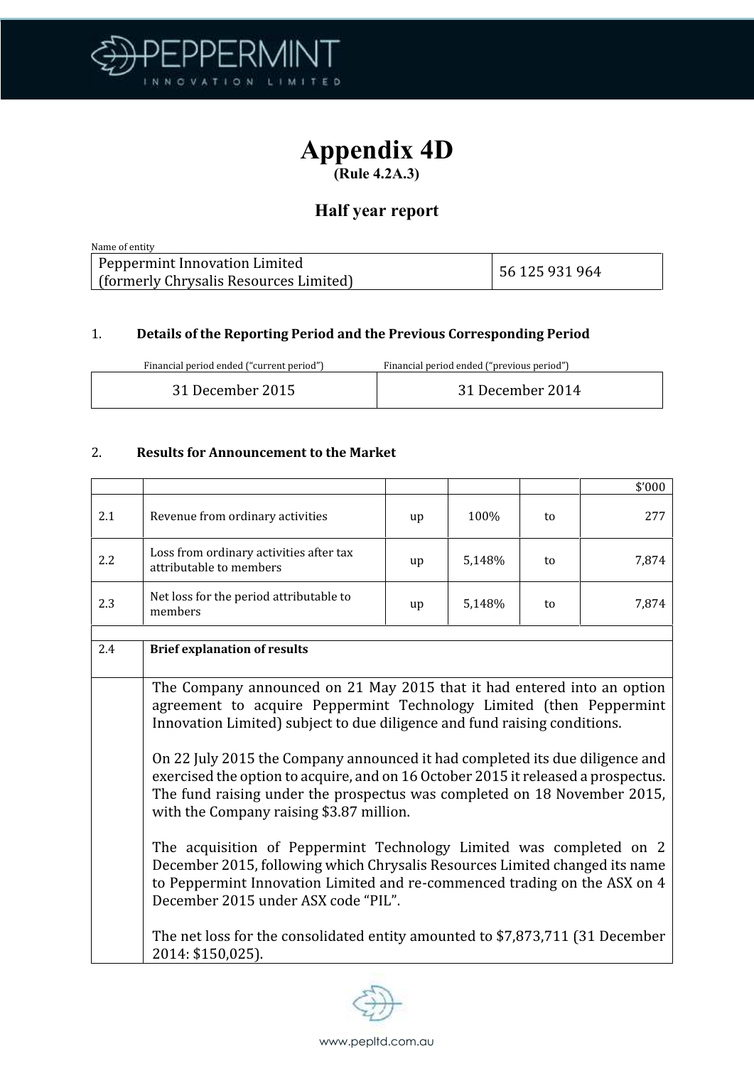# Appendix 4D

**(Rule 4.2A.3)**

## Half year report

Name of entity

| Peppermint Innovation Limited (formerly Chrysalis Resources Limited) | 56 125 931 964 |
|---|---|

### 1. Details of the Reporting Period and the Previous Corresponding Period

| Financial period ended ("current period") | Financial period ended ("previous period") |
|---|---|
| 31 December 2015 | 31 December 2014 |

### 2. Results for Announcement to the Market

| | | | | | $'000 |
|---|---|---|---|---|---|
| 2.1 | Revenue from ordinary activities | up | 100% | to | 277 |
| 2.2 | Loss from ordinary activities after tax attributable to members | up | 5,148% | to | 7,874 |
| 2.3 | Net loss for the period attributable to members | up | 5,148% | to | 7,874 |

| 2.4 | **Brief explanation of results** |
|---|---|

The Company announced on 21 May 2015 that it had entered into an option agreement to acquire Peppermint Technology Limited (then Peppermint Innovation Limited) subject to due diligence and fund raising conditions.

On 22 July 2015 the Company announced it had completed its due diligence and exercised the option to acquire, and on 16 October 2015 it released a prospectus. The fund raising under the prospectus was completed on 18 November 2015, with the Company raising $3.87 million.

The acquisition of Peppermint Technology Limited was completed on 2 December 2015, following which Chrysalis Resources Limited changed its name to Peppermint Innovation Limited and re-commenced trading on the ASX on 4 December 2015 under ASX code "PIL".

The net loss for the consolidated entity amounted to $7,873,711 (31 December 2014: $150,025).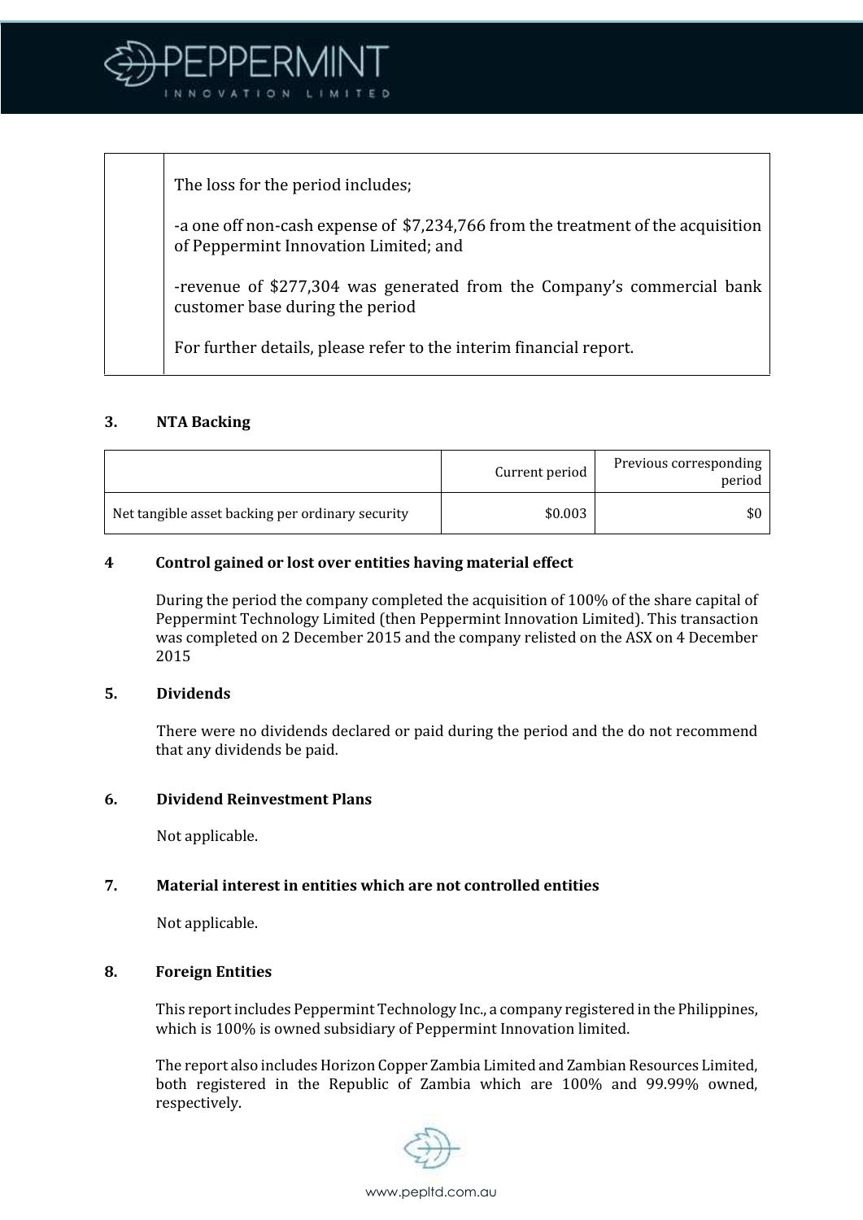| | The loss for the period includes;<br><br>-a one off non-cash expense of $7,234,766 from the treatment of the acquisition of Peppermint Innovation Limited; and<br><br>-revenue of $277,304 was generated from the Company's commercial bank customer base during the period<br><br>For further details, please refer to the interim financial report. |
|---|---|

### 3. NTA Backing

| | Current period | Previous corresponding period |
|---|---|---|
| Net tangible asset backing per ordinary security | $0.003 | $0 |

### 4 Control gained or lost over entities having material effect

During the period the company completed the acquisition of 100% of the share capital of Peppermint Technology Limited (then Peppermint Innovation Limited). This transaction was completed on 2 December 2015 and the company relisted on the ASX on 4 December 2015

### 5. Dividends

There were no dividends declared or paid during the period and the do not recommend that any dividends be paid.

### 6. Dividend Reinvestment Plans

Not applicable.

### 7. Material interest in entities which are not controlled entities

Not applicable.

### 8. Foreign Entities

This report includes Peppermint Technology Inc., a company registered in the Philippines, which is 100% is owned subsidiary of Peppermint Innovation limited.

The report also includes Horizon Copper Zambia Limited and Zambian Resources Limited, both registered in the Republic of Zambia which are 100% and 99.99% owned, respectively.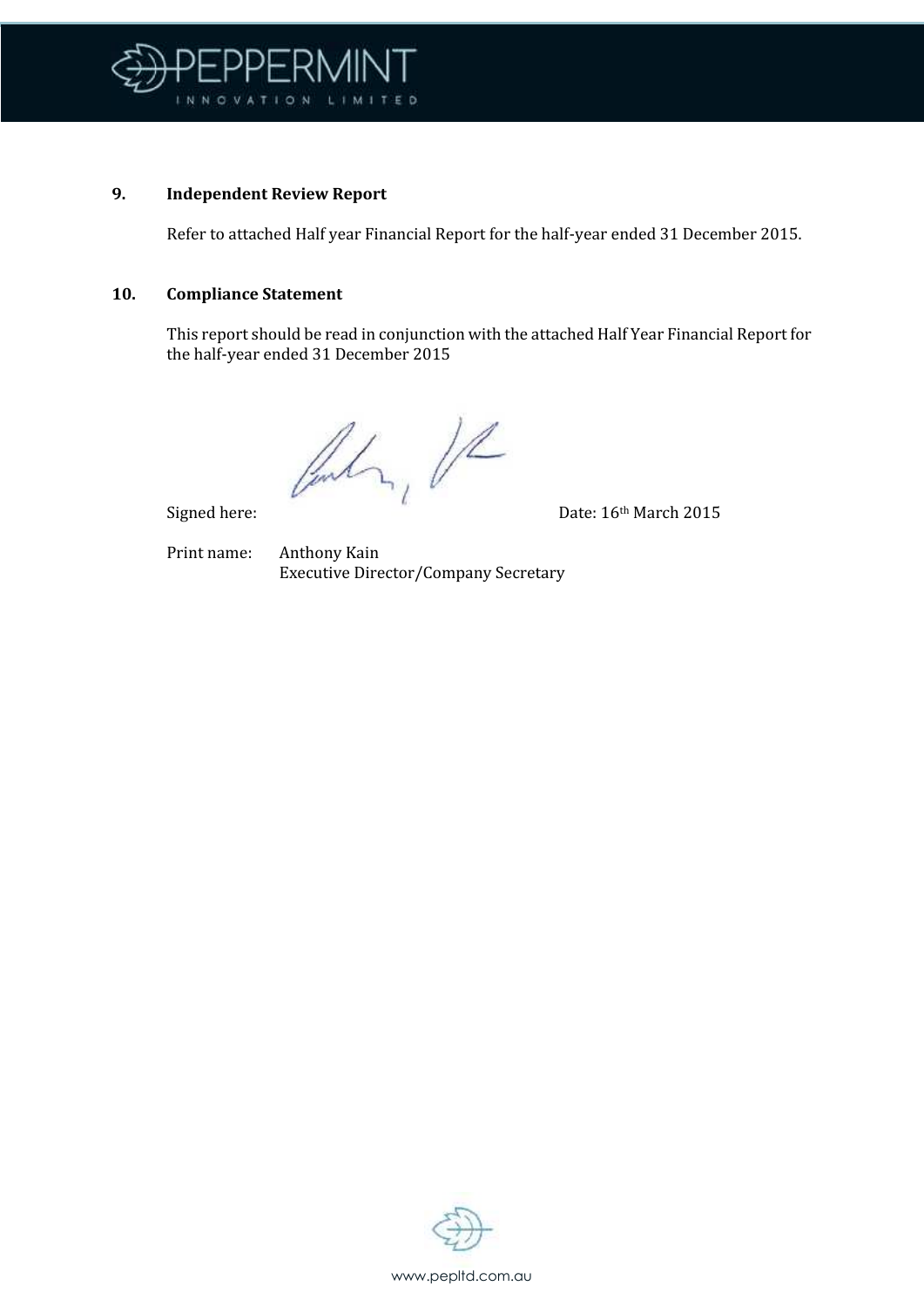## 9. Independent Review Report

Refer to attached Half year Financial Report for the half-year ended 31 December 2015.

## 10. Compliance Statement

This report should be read in conjunction with the attached Half Year Financial Report for the half-year ended 31 December 2015

Signed here: Date: 16th March 2015

Print name: Anthony Kain
Executive Director/Company Secretary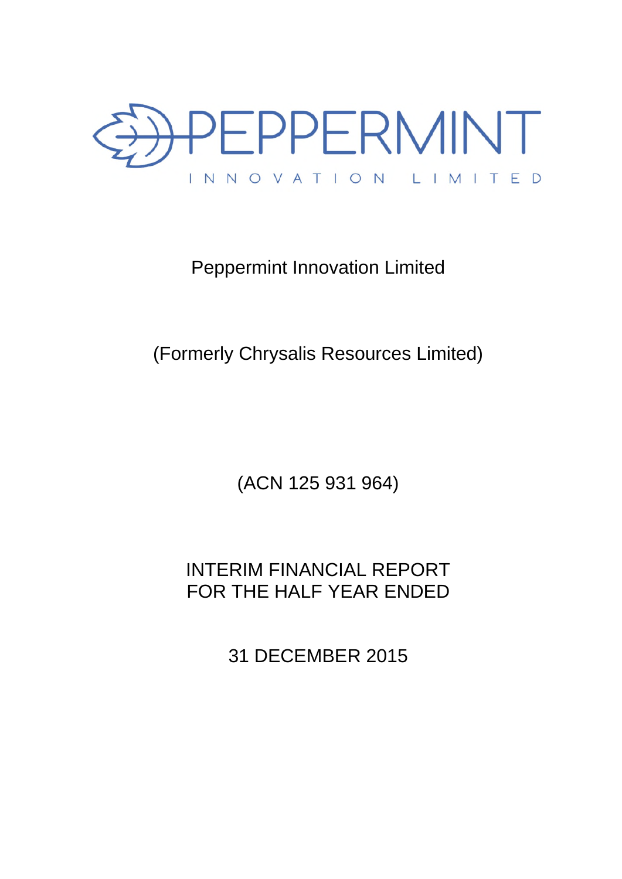# Peppermint Innovation Limited

## (Formerly Chrysalis Resources Limited)

(ACN 125 931 964)

## INTERIM FINANCIAL REPORT FOR THE HALF YEAR ENDED

## 31 DECEMBER 2015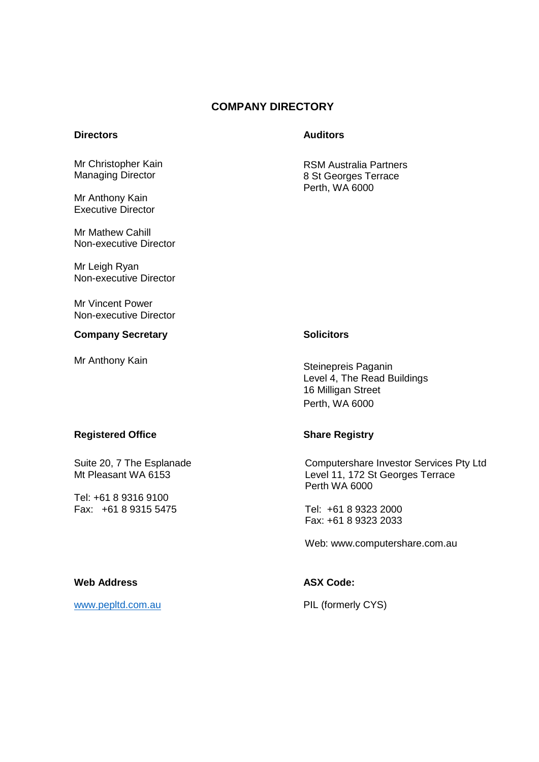# COMPANY DIRECTORY

**Directors**

Mr Christopher Kain
Managing Director

Mr Anthony Kain
Executive Director

Mr Mathew Cahill
Non-executive Director

Mr Leigh Ryan
Non-executive Director

Mr Vincent Power
Non-executive Director

**Company Secretary**

Mr Anthony Kain

**Registered Office**

Suite 20, 7 The Esplanade
Mt Pleasant WA 6153

Tel: +61 8 9316 9100
Fax: +61 8 9315 5475

**Web Address**

www.pepltd.com.au

**Auditors**

RSM Australia Partners
8 St Georges Terrace
Perth, WA 6000

**Solicitors**

Steinepreis Paganin
Level 4, The Read Buildings
16 Milligan Street
Perth, WA 6000

**Share Registry**

Computershare Investor Services Pty Ltd
Level 11, 172 St Georges Terrace
Perth WA 6000

Tel: +61 8 9323 2000
Fax: +61 8 9323 2033

Web: www.computershare.com.au

**ASX Code:**

PIL (formerly CYS)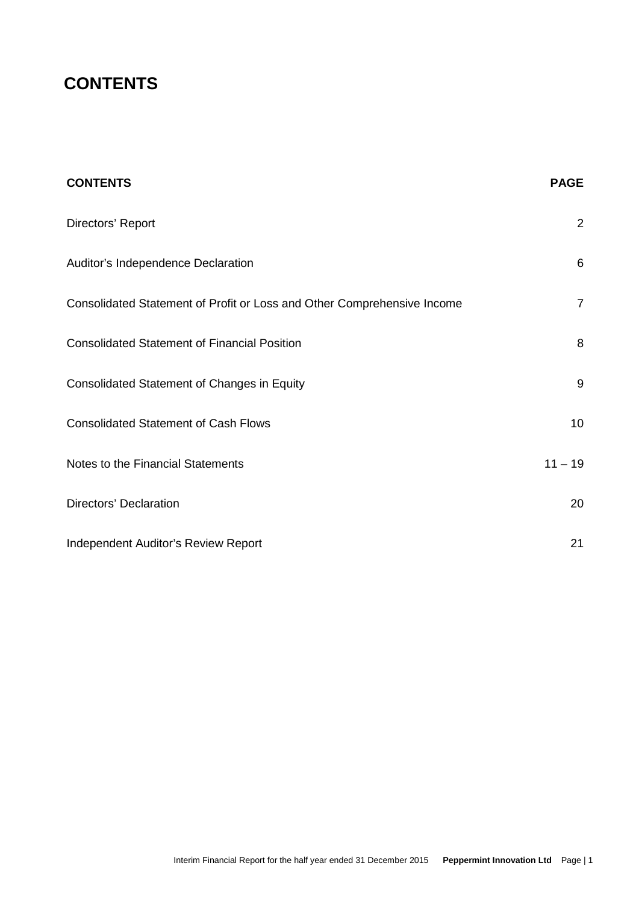# CONTENTS

| CONTENTS | PAGE |
|---|---|
| Directors' Report | 2 |
| Auditor's Independence Declaration | 6 |
| Consolidated Statement of Profit or Loss and Other Comprehensive Income | 7 |
| Consolidated Statement of Financial Position | 8 |
| Consolidated Statement of Changes in Equity | 9 |
| Consolidated Statement of Cash Flows | 10 |
| Notes to the Financial Statements | 11 – 19 |
| Directors' Declaration | 20 |
| Independent Auditor's Review Report | 21 |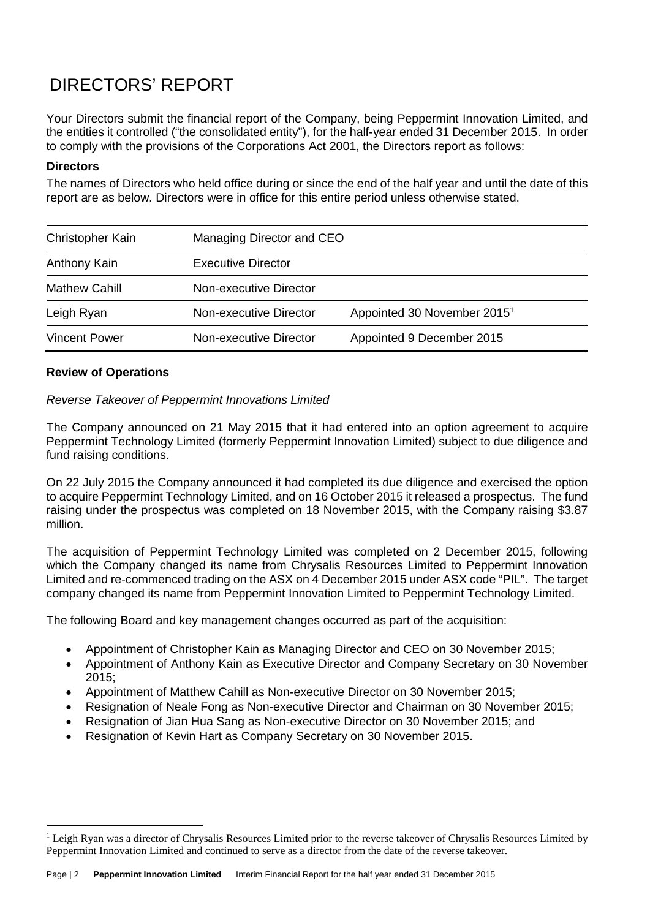# DIRECTORS' REPORT

Your Directors submit the financial report of the Company, being Peppermint Innovation Limited, and the entities it controlled ("the consolidated entity"), for the half-year ended 31 December 2015. In order to comply with the provisions of the Corporations Act 2001, the Directors report as follows:

**Directors**

The names of Directors who held office during or since the end of the half year and until the date of this report are as below. Directors were in office for this entire period unless otherwise stated.

| | | |
|---|---|---|
| Christopher Kain | Managing Director and CEO | |
| Anthony Kain | Executive Director | |
| Mathew Cahill | Non-executive Director | |
| Leigh Ryan | Non-executive Director | Appointed 30 November 2015[1] |
| Vincent Power | Non-executive Director | Appointed 9 December 2015 |

**Review of Operations**

*Reverse Takeover of Peppermint Innovations Limited*

The Company announced on 21 May 2015 that it had entered into an option agreement to acquire Peppermint Technology Limited (formerly Peppermint Innovation Limited) subject to due diligence and fund raising conditions.

On 22 July 2015 the Company announced it had completed its due diligence and exercised the option to acquire Peppermint Technology Limited, and on 16 October 2015 it released a prospectus. The fund raising under the prospectus was completed on 18 November 2015, with the Company raising $3.87 million.

The acquisition of Peppermint Technology Limited was completed on 2 December 2015, following which the Company changed its name from Chrysalis Resources Limited to Peppermint Innovation Limited and re-commenced trading on the ASX on 4 December 2015 under ASX code "PIL". The target company changed its name from Peppermint Innovation Limited to Peppermint Technology Limited.

The following Board and key management changes occurred as part of the acquisition:

- Appointment of Christopher Kain as Managing Director and CEO on 30 November 2015;
- Appointment of Anthony Kain as Executive Director and Company Secretary on 30 November 2015;
- Appointment of Matthew Cahill as Non-executive Director on 30 November 2015;
- Resignation of Neale Fong as Non-executive Director and Chairman on 30 November 2015;
- Resignation of Jian Hua Sang as Non-executive Director on 30 November 2015; and
- Resignation of Kevin Hart as Company Secretary on 30 November 2015.

[1] Leigh Ryan was a director of Chrysalis Resources Limited prior to the reverse takeover of Chrysalis Resources Limited by Peppermint Innovation Limited and continued to serve as a director from the date of the reverse takeover.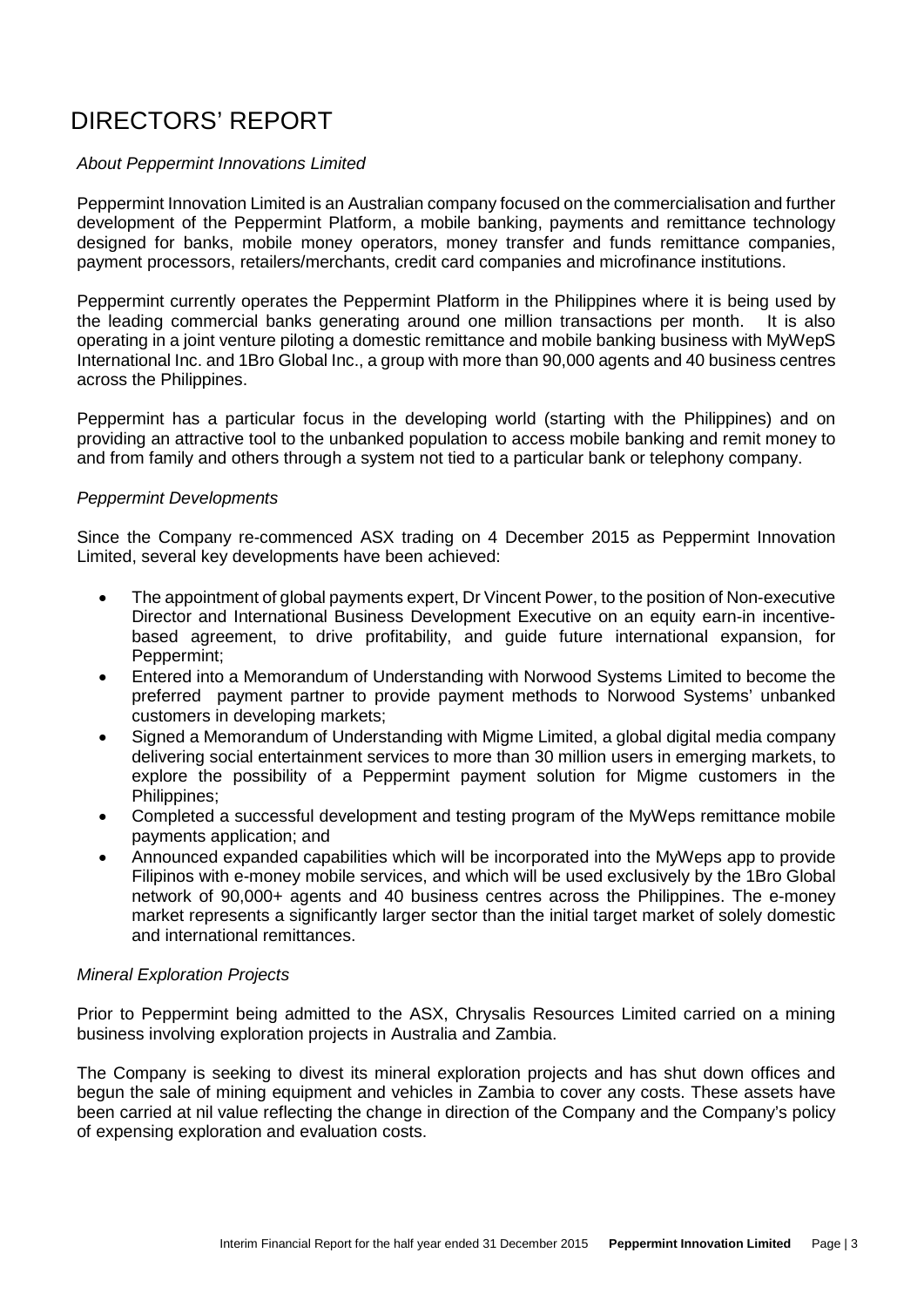# DIRECTORS' REPORT

*About Peppermint Innovations Limited*

Peppermint Innovation Limited is an Australian company focused on the commercialisation and further development of the Peppermint Platform, a mobile banking, payments and remittance technology designed for banks, mobile money operators, money transfer and funds remittance companies, payment processors, retailers/merchants, credit card companies and microfinance institutions.

Peppermint currently operates the Peppermint Platform in the Philippines where it is being used by the leading commercial banks generating around one million transactions per month. It is also operating in a joint venture piloting a domestic remittance and mobile banking business with MyWepS International Inc. and 1Bro Global Inc., a group with more than 90,000 agents and 40 business centres across the Philippines.

Peppermint has a particular focus in the developing world (starting with the Philippines) and on providing an attractive tool to the unbanked population to access mobile banking and remit money to and from family and others through a system not tied to a particular bank or telephony company.

*Peppermint Developments*

Since the Company re-commenced ASX trading on 4 December 2015 as Peppermint Innovation Limited, several key developments have been achieved:

- The appointment of global payments expert, Dr Vincent Power, to the position of Non-executive Director and International Business Development Executive on an equity earn-in incentive-based agreement, to drive profitability, and guide future international expansion, for Peppermint;
- Entered into a Memorandum of Understanding with Norwood Systems Limited to become the preferred payment partner to provide payment methods to Norwood Systems' unbanked customers in developing markets;
- Signed a Memorandum of Understanding with Migme Limited, a global digital media company delivering social entertainment services to more than 30 million users in emerging markets, to explore the possibility of a Peppermint payment solution for Migme customers in the Philippines;
- Completed a successful development and testing program of the MyWeps remittance mobile payments application; and
- Announced expanded capabilities which will be incorporated into the MyWeps app to provide Filipinos with e-money mobile services, and which will be used exclusively by the 1Bro Global network of 90,000+ agents and 40 business centres across the Philippines. The e-money market represents a significantly larger sector than the initial target market of solely domestic and international remittances.

*Mineral Exploration Projects*

Prior to Peppermint being admitted to the ASX, Chrysalis Resources Limited carried on a mining business involving exploration projects in Australia and Zambia.

The Company is seeking to divest its mineral exploration projects and has shut down offices and begun the sale of mining equipment and vehicles in Zambia to cover any costs. These assets have been carried at nil value reflecting the change in direction of the Company and the Company's policy of expensing exploration and evaluation costs.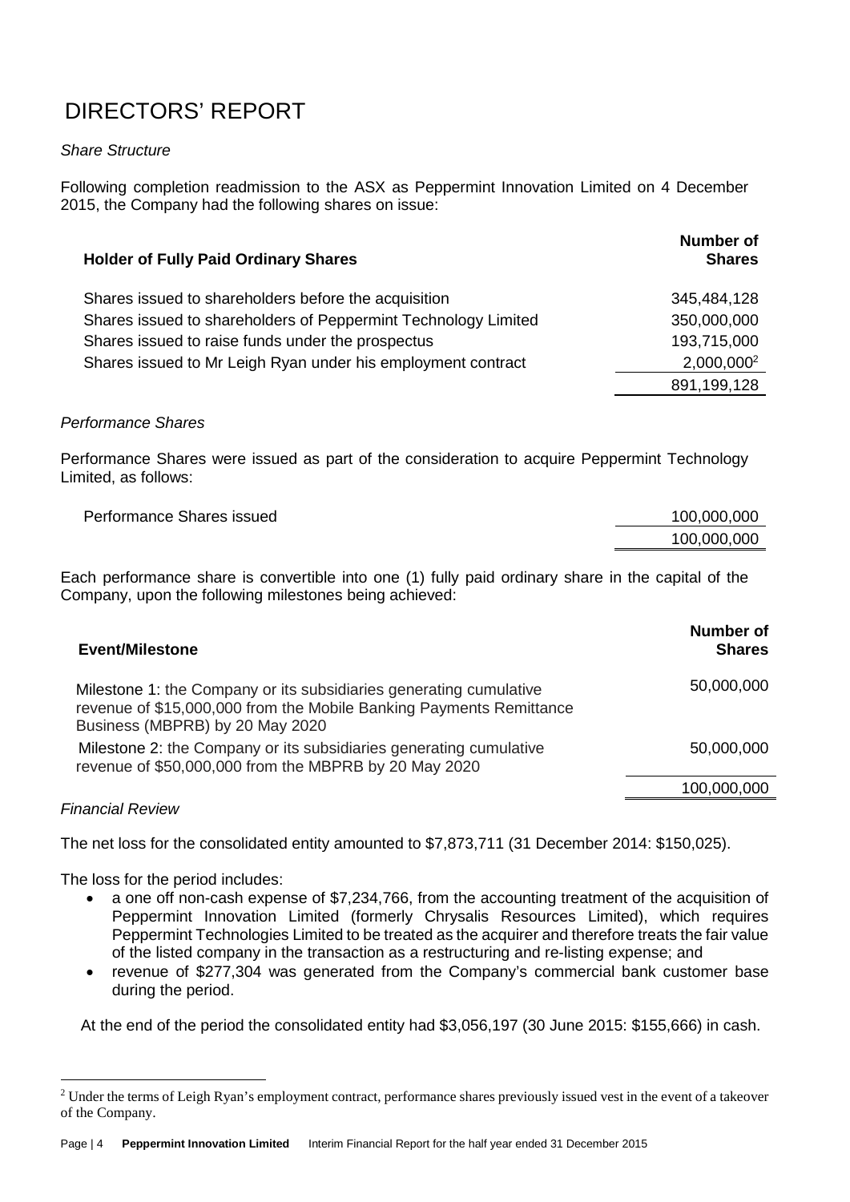# DIRECTORS' REPORT

*Share Structure*

Following completion readmission to the ASX as Peppermint Innovation Limited on 4 December 2015, the Company had the following shares on issue:

| Holder of Fully Paid Ordinary Shares | Number of Shares |
|---|---|
| Shares issued to shareholders before the acquisition | 345,484,128 |
| Shares issued to shareholders of Peppermint Technology Limited | 350,000,000 |
| Shares issued to raise funds under the prospectus | 193,715,000 |
| Shares issued to Mr Leigh Ryan under his employment contract | 2,000,000[2] |
| | 891,199,128 |

*Performance Shares*

Performance Shares were issued as part of the consideration to acquire Peppermint Technology Limited, as follows:

| | |
|---|---|
| Performance Shares issued | 100,000,000 |
| | 100,000,000 |

Each performance share is convertible into one (1) fully paid ordinary share in the capital of the Company, upon the following milestones being achieved:

| Event/Milestone | Number of Shares |
|---|---|
| Milestone 1: the Company or its subsidiaries generating cumulative revenue of $15,000,000 from the Mobile Banking Payments Remittance Business (MBPRB) by 20 May 2020 | 50,000,000 |
| Milestone 2: the Company or its subsidiaries generating cumulative revenue of $50,000,000 from the MBPRB by 20 May 2020 | 50,000,000 |
| | 100,000,000 |

*Financial Review*

The net loss for the consolidated entity amounted to $7,873,711 (31 December 2014: $150,025).

The loss for the period includes:

- a one off non-cash expense of $7,234,766, from the accounting treatment of the acquisition of Peppermint Innovation Limited (formerly Chrysalis Resources Limited), which requires Peppermint Technologies Limited to be treated as the acquirer and therefore treats the fair value of the listed company in the transaction as a restructuring and re-listing expense; and
- revenue of $277,304 was generated from the Company's commercial bank customer base during the period.

At the end of the period the consolidated entity had $3,056,197 (30 June 2015: $155,666) in cash.

[2] Under the terms of Leigh Ryan's employment contract, performance shares previously issued vest in the event of a takeover of the Company.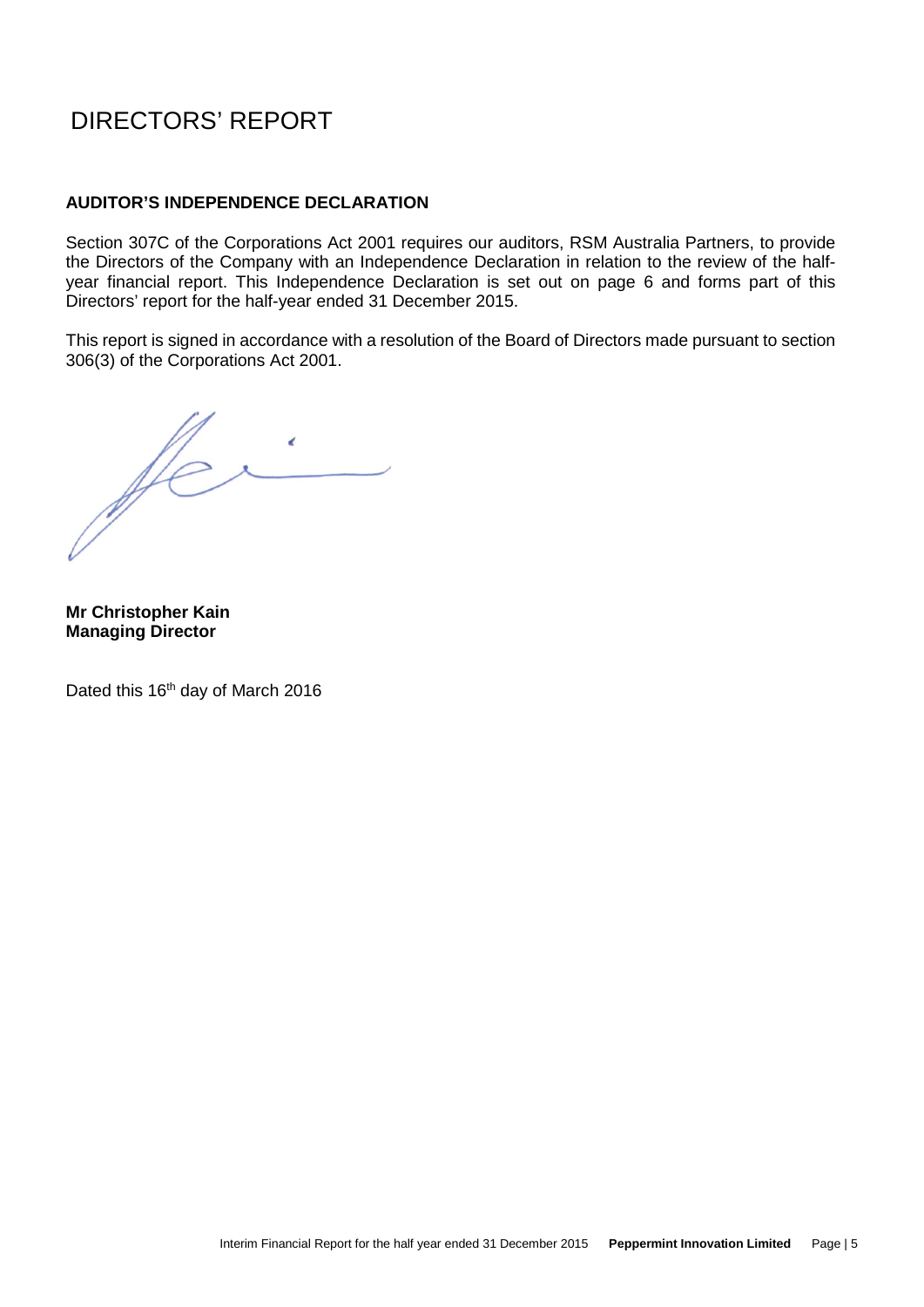# DIRECTORS' REPORT

**AUDITOR'S INDEPENDENCE DECLARATION**

Section 307C of the Corporations Act 2001 requires our auditors, RSM Australia Partners, to provide the Directors of the Company with an Independence Declaration in relation to the review of the half-year financial report. This Independence Declaration is set out on page 6 and forms part of this Directors' report for the half-year ended 31 December 2015.

This report is signed in accordance with a resolution of the Board of Directors made pursuant to section 306(3) of the Corporations Act 2001.

**Mr Christopher Kain**
**Managing Director**

Dated this 16th day of March 2016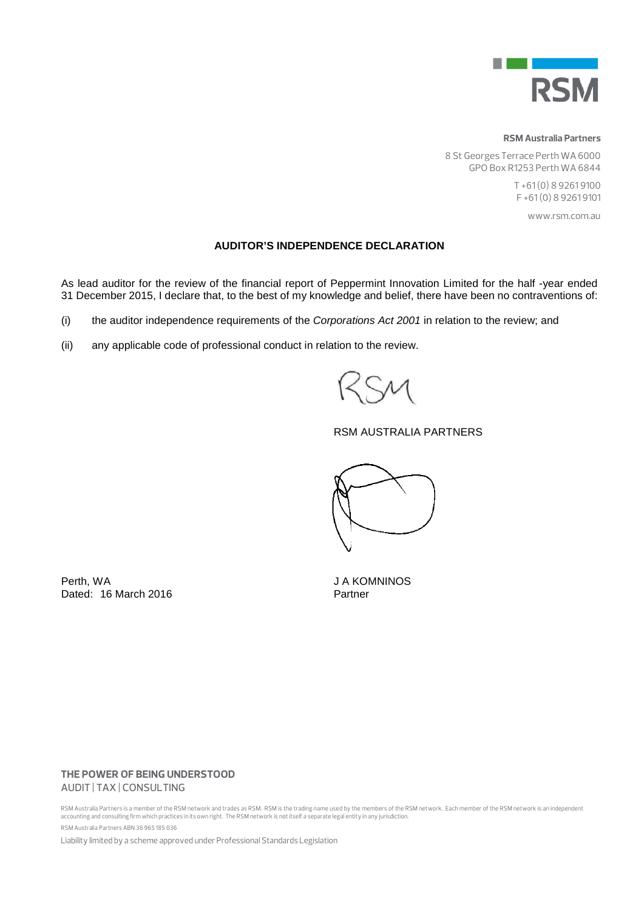**RSM Australia Partners**

8 St Georges Terrace Perth WA 6000
GPO Box R1253 Perth WA 6844

T +61 (0) 8 9261 9100
F +61 (0) 8 9261 9101

www.rsm.com.au

## AUDITOR'S INDEPENDENCE DECLARATION

As lead auditor for the review of the financial report of Peppermint Innovation Limited for the half -year ended 31 December 2015, I declare that, to the best of my knowledge and belief, there have been no contraventions of:

(i) the auditor independence requirements of the *Corporations Act 2001* in relation to the review; and

(ii) any applicable code of professional conduct in relation to the review.

RSM

RSM AUSTRALIA PARTNERS

Perth, WA
Dated: 16 March 2016

J A KOMNINOS
Partner

**THE POWER OF BEING UNDERSTOOD**
AUDIT | TAX | CONSULTING

RSM Australia Partners is a member of the RSM network and trades as RSM. RSM is the trading name used by the members of the RSM network. Each member of the RSM network is an independent accounting and consulting firm which practices in its own right. The RSM network is not itself a separate legal entity in any jurisdiction.

RSM Australia Partners ABN 36 965 185 036

Liability limited by a scheme approved under Professional Standards Legislation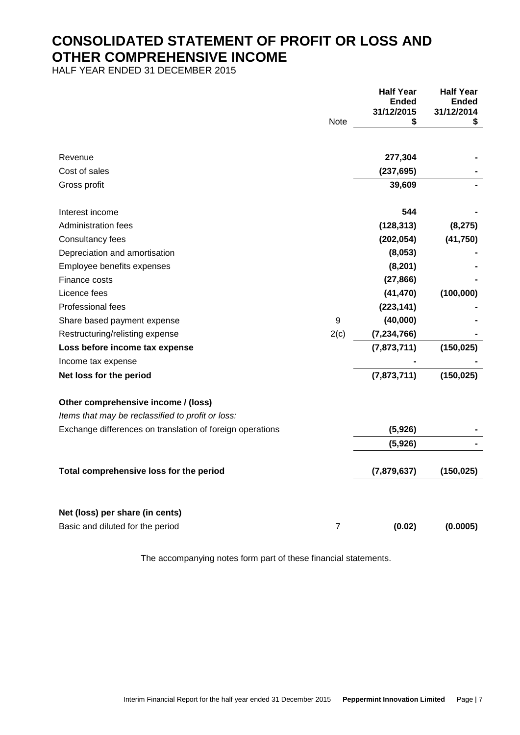# CONSOLIDATED STATEMENT OF PROFIT OR LOSS AND OTHER COMPREHENSIVE INCOME

HALF YEAR ENDED 31 DECEMBER 2015

| | Note | Half Year Ended 31/12/2015 $ | Half Year Ended 31/12/2014 $ |
|---|---|---|---|
| Revenue | | **277,304** | - |
| Cost of sales | | **(237,695)** | - |
| Gross profit | | **39,609** | - |
| | | | |
| Interest income | | **544** | - |
| Administration fees | | **(128,313)** | (8,275) |
| Consultancy fees | | **(202,054)** | (41,750) |
| Depreciation and amortisation | | **(8,053)** | - |
| Employee benefits expenses | | **(8,201)** | - |
| Finance costs | | **(27,866)** | - |
| Licence fees | | **(41,470)** | (100,000) |
| Professional fees | | **(223,141)** | - |
| Share based payment expense | 9 | **(40,000)** | - |
| Restructuring/relisting expense | 2(c) | **(7,234,766)** | - |
| **Loss before income tax expense** | | **(7,873,711)** | **(150,025)** |
| Income tax expense | | **-** | - |
| **Net loss for the period** | | **(7,873,711)** | **(150,025)** |
| | | | |
| **Other comprehensive income / (loss)** | | | |
| *Items that may be reclassified to profit or loss:* | | | |
| Exchange differences on translation of foreign operations | | **(5,926)** | - |
| | | **(5,926)** | - |
| | | | |
| **Total comprehensive loss for the period** | | **(7,879,637)** | **(150,025)** |
| | | | |
| **Net (loss) per share (in cents)** | | | |
| Basic and diluted for the period | 7 | **(0.02)** | **(0.0005)** |

The accompanying notes form part of these financial statements.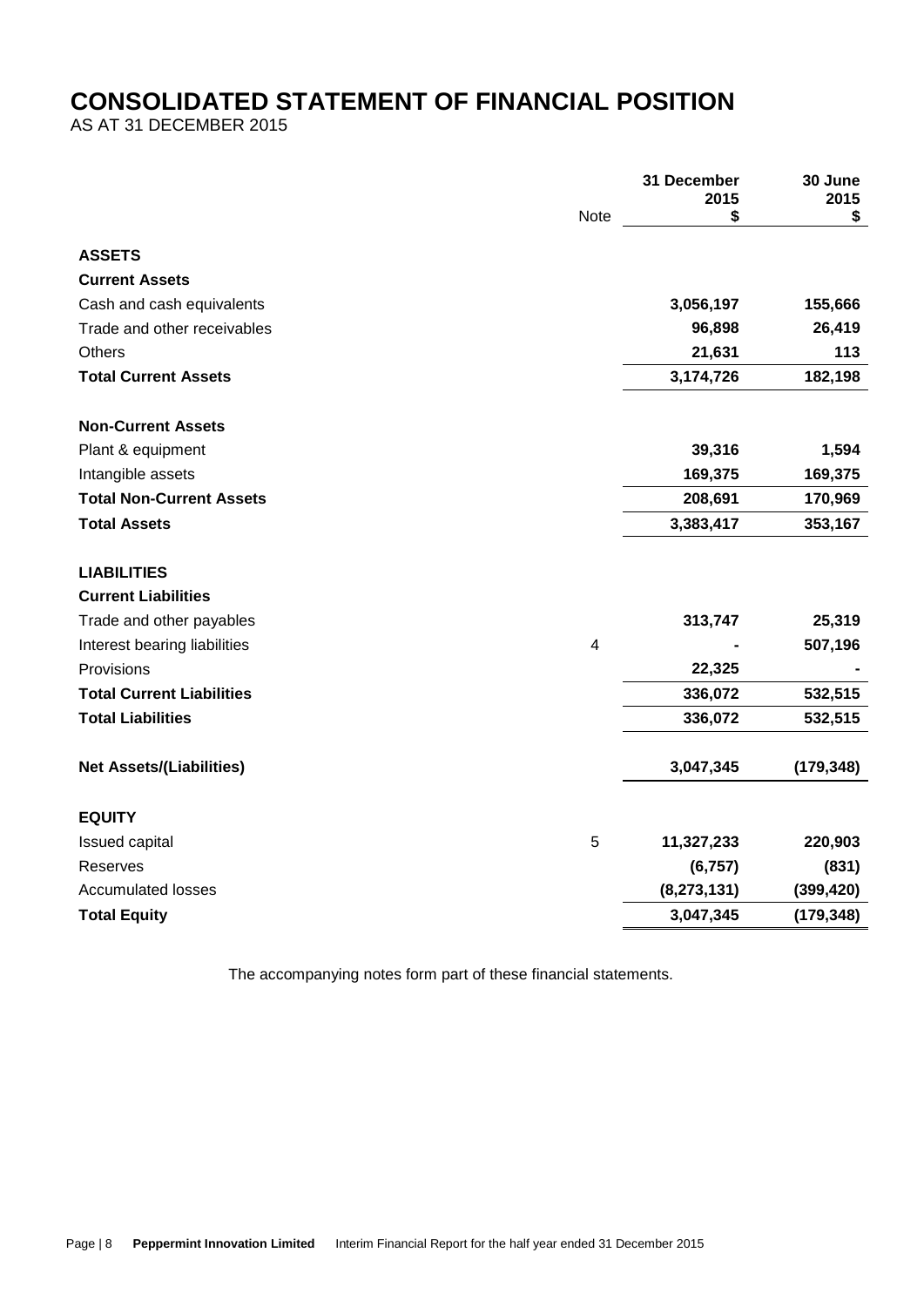# CONSOLIDATED STATEMENT OF FINANCIAL POSITION

AS AT 31 DECEMBER 2015

| | Note | 31 December 2015 $ | 30 June 2015 $ |
|---|---|---|---|
| **ASSETS** | | | |
| **Current Assets** | | | |
| Cash and cash equivalents | | **3,056,197** | **155,666** |
| Trade and other receivables | | **96,898** | **26,419** |
| Others | | **21,631** | **113** |
| **Total Current Assets** | | **3,174,726** | **182,198** |
| **Non-Current Assets** | | | |
| Plant & equipment | | **39,316** | **1,594** |
| Intangible assets | | **169,375** | **169,375** |
| **Total Non-Current Assets** | | **208,691** | **170,969** |
| **Total Assets** | | **3,383,417** | **353,167** |
| **LIABILITIES** | | | |
| **Current Liabilities** | | | |
| Trade and other payables | | **313,747** | **25,319** |
| Interest bearing liabilities | 4 | **-** | **507,196** |
| Provisions | | **22,325** | **-** |
| **Total Current Liabilities** | | **336,072** | **532,515** |
| **Total Liabilities** | | **336,072** | **532,515** |
| **Net Assets/(Liabilities)** | | **3,047,345** | **(179,348)** |
| **EQUITY** | | | |
| Issued capital | 5 | **11,327,233** | **220,903** |
| Reserves | | **(6,757)** | **(831)** |
| Accumulated losses | | **(8,273,131)** | **(399,420)** |
| **Total Equity** | | **3,047,345** | **(179,348)** |

The accompanying notes form part of these financial statements.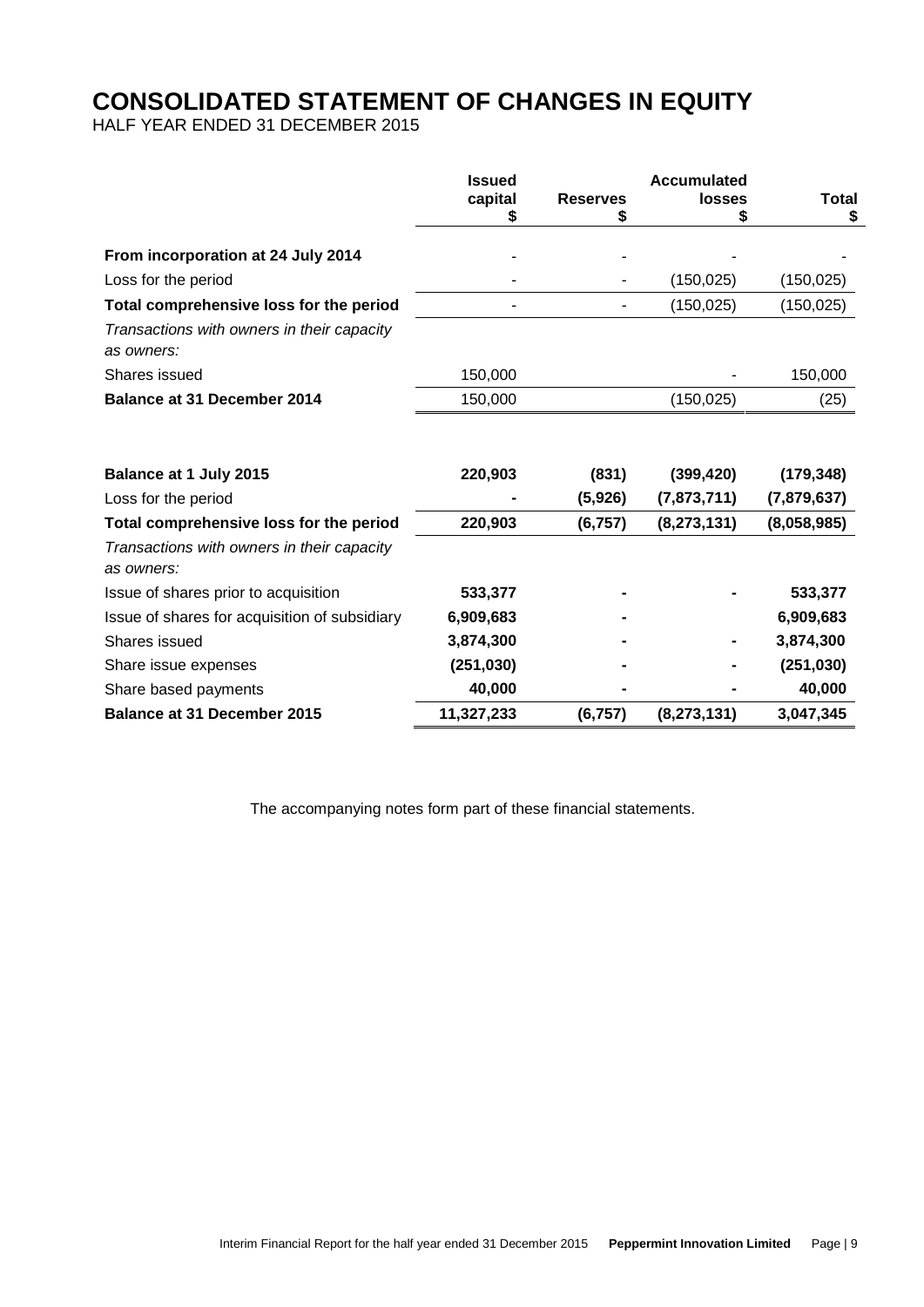# CONSOLIDATED STATEMENT OF CHANGES IN EQUITY

HALF YEAR ENDED 31 DECEMBER 2015

| | Issued capital $ | Reserves $ | Accumulated losses $ | Total $ |
|---|---|---|---|---|
| **From incorporation at 24 July 2014** | - | - | - | - |
| Loss for the period | - | - | (150,025) | (150,025) |
| **Total comprehensive loss for the period** | - | - | (150,025) | (150,025) |
| *Transactions with owners in their capacity as owners:* | | | | |
| Shares issued | 150,000 | | - | 150,000 |
| **Balance at 31 December 2014** | 150,000 | | (150,025) | (25) |
| | | | | |
| **Balance at 1 July 2015** | **220,903** | **(831)** | **(399,420)** | **(179,348)** |
| Loss for the period | **-** | **(5,926)** | **(7,873,711)** | **(7,879,637)** |
| **Total comprehensive loss for the period** | **220,903** | **(6,757)** | **(8,273,131)** | **(8,058,985)** |
| *Transactions with owners in their capacity as owners:* | | | | |
| Issue of shares prior to acquisition | **533,377** | **-** | **-** | **533,377** |
| Issue of shares for acquisition of subsidiary | **6,909,683** | **-** | | **6,909,683** |
| Shares issued | **3,874,300** | **-** | **-** | **3,874,300** |
| Share issue expenses | **(251,030)** | **-** | **-** | **(251,030)** |
| Share based payments | **40,000** | **-** | **-** | **40,000** |
| **Balance at 31 December 2015** | **11,327,233** | **(6,757)** | **(8,273,131)** | **3,047,345** |

The accompanying notes form part of these financial statements.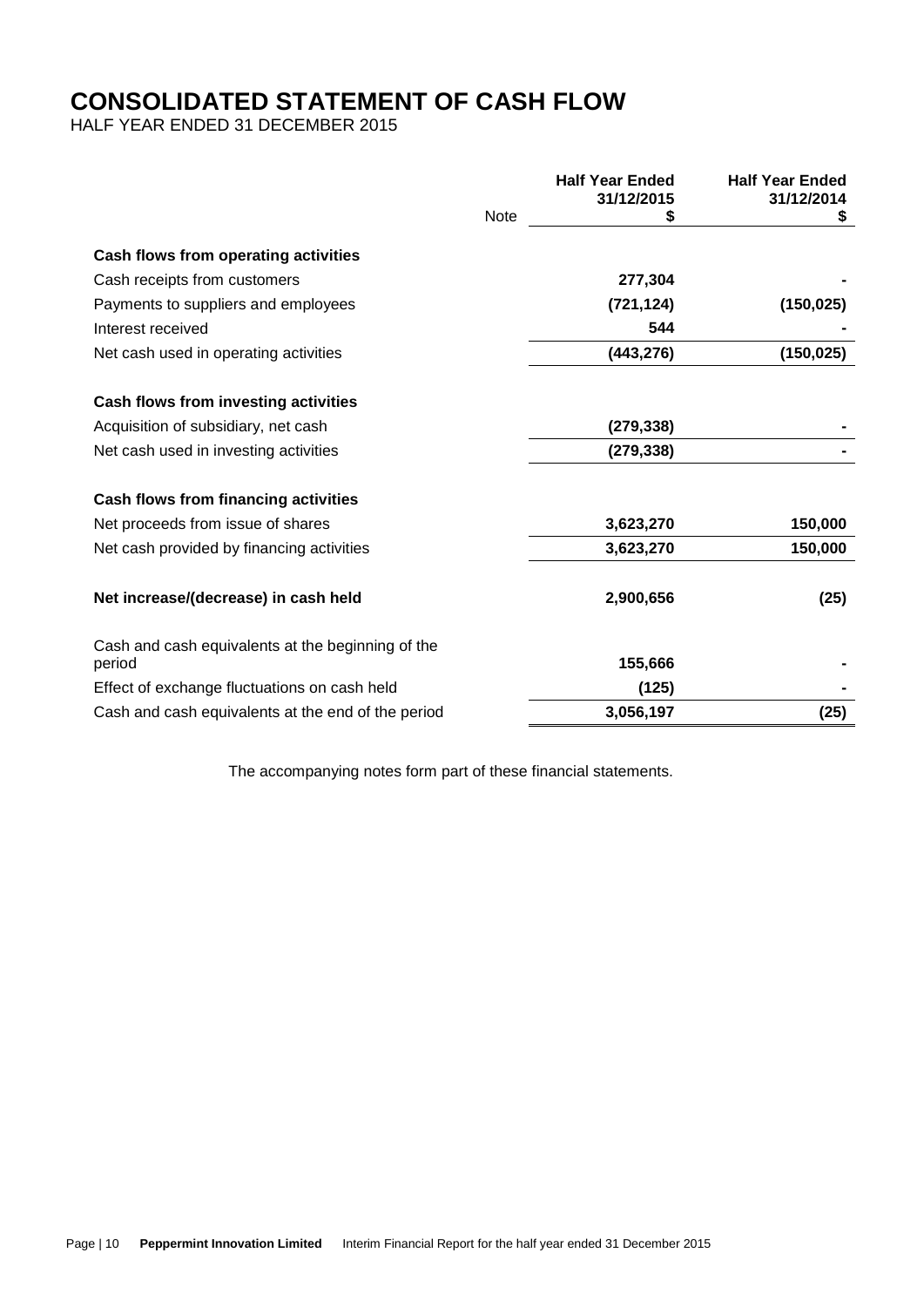# CONSOLIDATED STATEMENT OF CASH FLOW

HALF YEAR ENDED 31 DECEMBER 2015

| | Note | Half Year Ended 31/12/2015 $ | Half Year Ended 31/12/2014 $ |
|---|---|---|---|
| **Cash flows from operating activities** | | | |
| Cash receipts from customers | | **277,304** | - |
| Payments to suppliers and employees | | **(721,124)** | **(150,025)** |
| Interest received | | **544** | - |
| Net cash used in operating activities | | **(443,276)** | **(150,025)** |
| **Cash flows from investing activities** | | | |
| Acquisition of subsidiary, net cash | | **(279,338)** | - |
| Net cash used in investing activities | | **(279,338)** | - |
| **Cash flows from financing activities** | | | |
| Net proceeds from issue of shares | | **3,623,270** | **150,000** |
| Net cash provided by financing activities | | **3,623,270** | **150,000** |
| **Net increase/(decrease) in cash held** | | **2,900,656** | **(25)** |
| Cash and cash equivalents at the beginning of the period | | **155,666** | - |
| Effect of exchange fluctuations on cash held | | **(125)** | - |
| Cash and cash equivalents at the end of the period | | **3,056,197** | **(25)** |

The accompanying notes form part of these financial statements.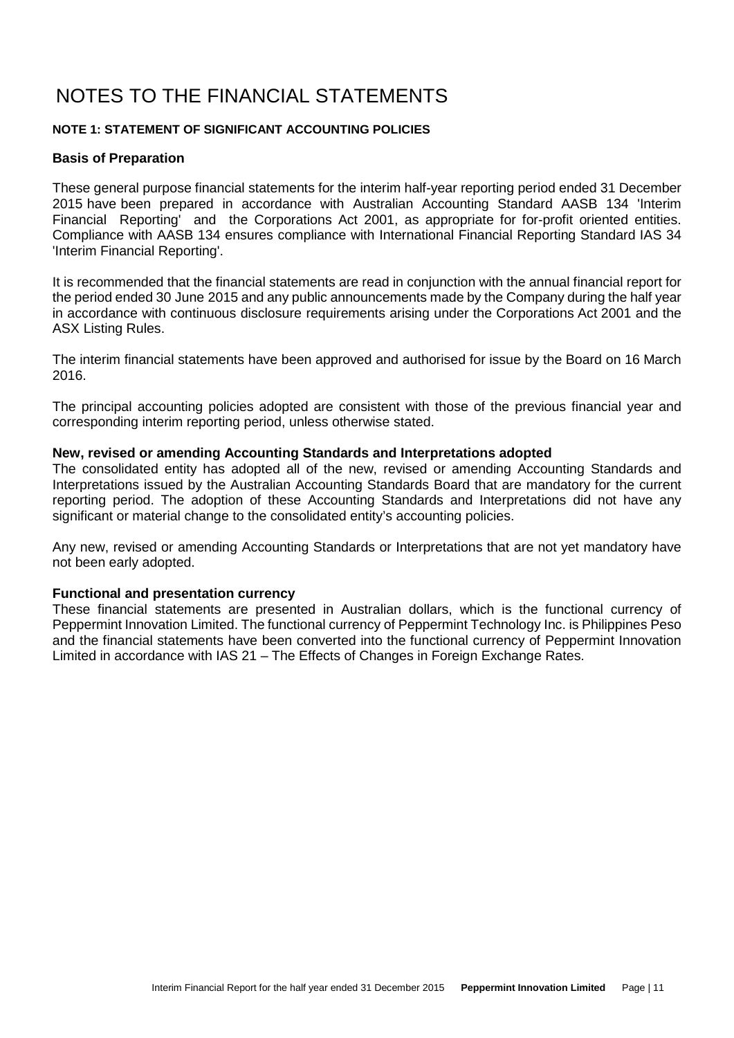# NOTES TO THE FINANCIAL STATEMENTS

**NOTE 1: STATEMENT OF SIGNIFICANT ACCOUNTING POLICIES**

### Basis of Preparation

These general purpose financial statements for the interim half-year reporting period ended 31 December 2015 have been prepared in accordance with Australian Accounting Standard AASB 134 'Interim Financial Reporting' and the Corporations Act 2001, as appropriate for for-profit oriented entities. Compliance with AASB 134 ensures compliance with International Financial Reporting Standard IAS 34 'Interim Financial Reporting'.

It is recommended that the financial statements are read in conjunction with the annual financial report for the period ended 30 June 2015 and any public announcements made by the Company during the half year in accordance with continuous disclosure requirements arising under the Corporations Act 2001 and the ASX Listing Rules.

The interim financial statements have been approved and authorised for issue by the Board on 16 March 2016.

The principal accounting policies adopted are consistent with those of the previous financial year and corresponding interim reporting period, unless otherwise stated.

**New, revised or amending Accounting Standards and Interpretations adopted**

The consolidated entity has adopted all of the new, revised or amending Accounting Standards and Interpretations issued by the Australian Accounting Standards Board that are mandatory for the current reporting period. The adoption of these Accounting Standards and Interpretations did not have any significant or material change to the consolidated entity's accounting policies.

Any new, revised or amending Accounting Standards or Interpretations that are not yet mandatory have not been early adopted.

**Functional and presentation currency**

These financial statements are presented in Australian dollars, which is the functional currency of Peppermint Innovation Limited. The functional currency of Peppermint Technology Inc. is Philippines Peso and the financial statements have been converted into the functional currency of Peppermint Innovation Limited in accordance with IAS 21 – The Effects of Changes in Foreign Exchange Rates.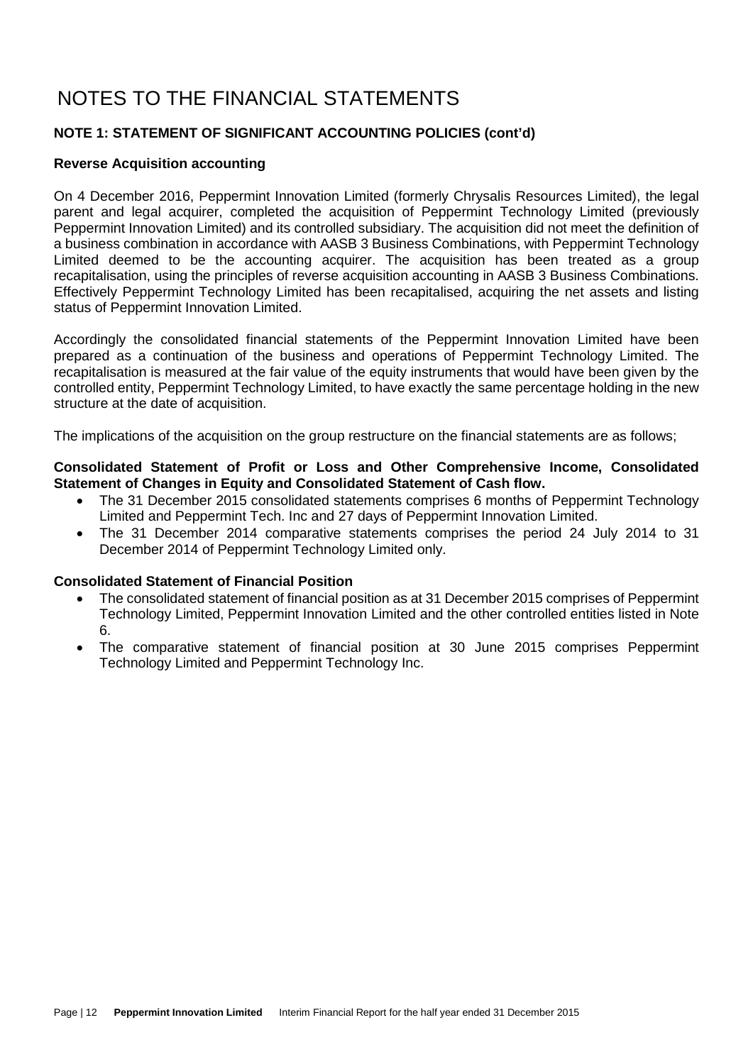# NOTES TO THE FINANCIAL STATEMENTS

**NOTE 1: STATEMENT OF SIGNIFICANT ACCOUNTING POLICIES (cont'd)**

**Reverse Acquisition accounting**

On 4 December 2016, Peppermint Innovation Limited (formerly Chrysalis Resources Limited), the legal parent and legal acquirer, completed the acquisition of Peppermint Technology Limited (previously Peppermint Innovation Limited) and its controlled subsidiary. The acquisition did not meet the definition of a business combination in accordance with AASB 3 Business Combinations, with Peppermint Technology Limited deemed to be the accounting acquirer. The acquisition has been treated as a group recapitalisation, using the principles of reverse acquisition accounting in AASB 3 Business Combinations. Effectively Peppermint Technology Limited has been recapitalised, acquiring the net assets and listing status of Peppermint Innovation Limited.

Accordingly the consolidated financial statements of the Peppermint Innovation Limited have been prepared as a continuation of the business and operations of Peppermint Technology Limited. The recapitalisation is measured at the fair value of the equity instruments that would have been given by the controlled entity, Peppermint Technology Limited, to have exactly the same percentage holding in the new structure at the date of acquisition.

The implications of the acquisition on the group restructure on the financial statements are as follows;

**Consolidated Statement of Profit or Loss and Other Comprehensive Income, Consolidated Statement of Changes in Equity and Consolidated Statement of Cash flow.**

- The 31 December 2015 consolidated statements comprises 6 months of Peppermint Technology Limited and Peppermint Tech. Inc and 27 days of Peppermint Innovation Limited.
- The 31 December 2014 comparative statements comprises the period 24 July 2014 to 31 December 2014 of Peppermint Technology Limited only.

**Consolidated Statement of Financial Position**

- The consolidated statement of financial position as at 31 December 2015 comprises of Peppermint Technology Limited, Peppermint Innovation Limited and the other controlled entities listed in Note 6.
- The comparative statement of financial position at 30 June 2015 comprises Peppermint Technology Limited and Peppermint Technology Inc.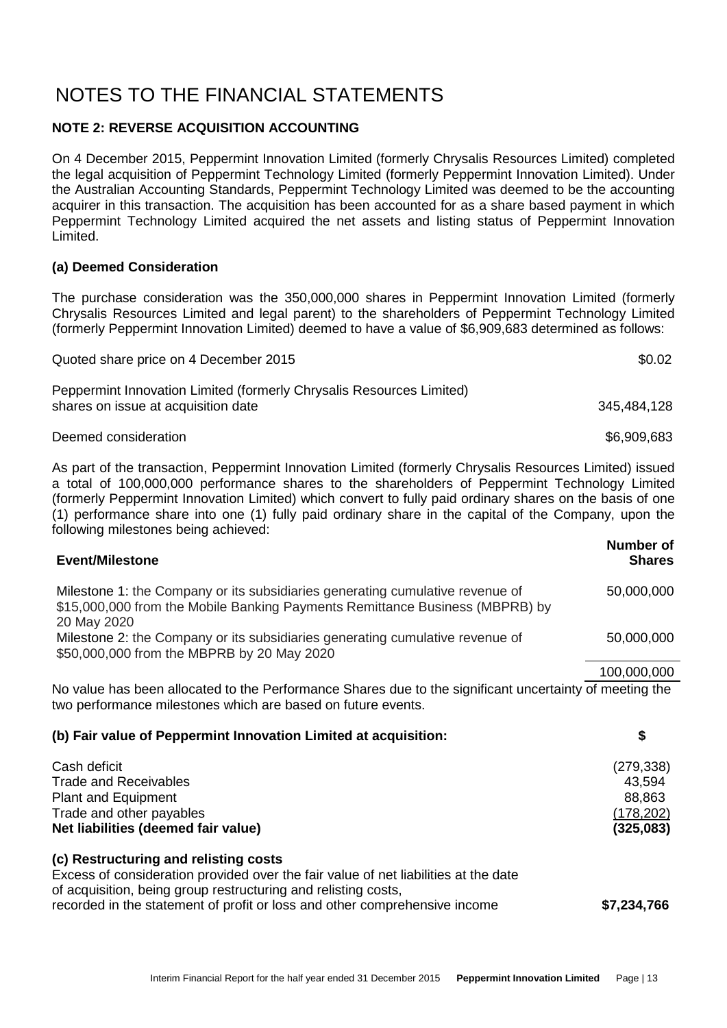# NOTES TO THE FINANCIAL STATEMENTS

## NOTE 2: REVERSE ACQUISITION ACCOUNTING

On 4 December 2015, Peppermint Innovation Limited (formerly Chrysalis Resources Limited) completed the legal acquisition of Peppermint Technology Limited (formerly Peppermint Innovation Limited). Under the Australian Accounting Standards, Peppermint Technology Limited was deemed to be the accounting acquirer in this transaction. The acquisition has been accounted for as a share based payment in which Peppermint Technology Limited acquired the net assets and listing status of Peppermint Innovation Limited.

### (a) Deemed Consideration

The purchase consideration was the 350,000,000 shares in Peppermint Innovation Limited (formerly Chrysalis Resources Limited and legal parent) to the shareholders of Peppermint Technology Limited (formerly Peppermint Innovation Limited) deemed to have a value of $6,909,683 determined as follows:

| | |
|---|---|
| Quoted share price on 4 December 2015 | $0.02 |
| Peppermint Innovation Limited (formerly Chrysalis Resources Limited) shares on issue at acquisition date | 345,484,128 |
| Deemed consideration | $6,909,683 |

As part of the transaction, Peppermint Innovation Limited (formerly Chrysalis Resources Limited) issued a total of 100,000,000 performance shares to the shareholders of Peppermint Technology Limited (formerly Peppermint Innovation Limited) which convert to fully paid ordinary shares on the basis of one (1) performance share into one (1) fully paid ordinary share in the capital of the Company, upon the following milestones being achieved:

| Event/Milestone | Number of Shares |
|---|---|
| Milestone 1: the Company or its subsidiaries generating cumulative revenue of $15,000,000 from the Mobile Banking Payments Remittance Business (MBPRB) by 20 May 2020 | 50,000,000 |
| Milestone 2: the Company or its subsidiaries generating cumulative revenue of $50,000,000 from the MBPRB by 20 May 2020 | 50,000,000 |
| | 100,000,000 |

No value has been allocated to the Performance Shares due to the significant uncertainty of meeting the two performance milestones which are based on future events.

| (b) Fair value of Peppermint Innovation Limited at acquisition: | $ |
|---|---|
| Cash deficit | (279,338) |
| Trade and Receivables | 43,594 |
| Plant and Equipment | 88,863 |
| Trade and other payables | (178,202) |
| **Net liabilities (deemed fair value)** | **(325,083)** |

### (c) Restructuring and relisting costs

| | |
|---|---|
| Excess of consideration provided over the fair value of net liabilities at the date of acquisition, being group restructuring and relisting costs, recorded in the statement of profit or loss and other comprehensive income | **$7,234,766** |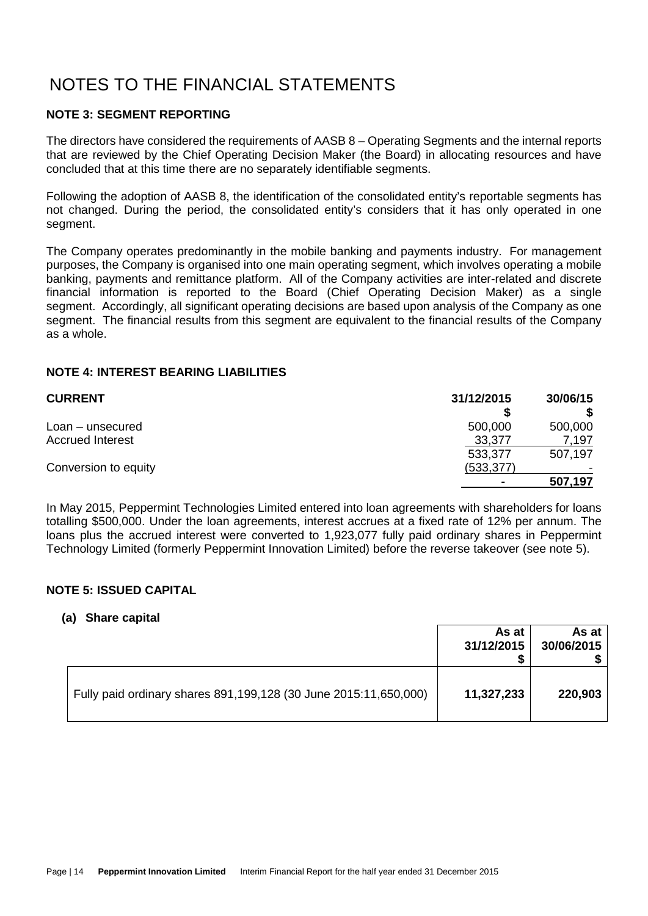# NOTES TO THE FINANCIAL STATEMENTS

**NOTE 3: SEGMENT REPORTING**

The directors have considered the requirements of AASB 8 – Operating Segments and the internal reports that are reviewed by the Chief Operating Decision Maker (the Board) in allocating resources and have concluded that at this time there are no separately identifiable segments.

Following the adoption of AASB 8, the identification of the consolidated entity's reportable segments has not changed. During the period, the consolidated entity's considers that it has only operated in one segment.

The Company operates predominantly in the mobile banking and payments industry. For management purposes, the Company is organised into one main operating segment, which involves operating a mobile banking, payments and remittance platform. All of the Company activities are inter-related and discrete financial information is reported to the Board (Chief Operating Decision Maker) as a single segment. Accordingly, all significant operating decisions are based upon analysis of the Company as one segment. The financial results from this segment are equivalent to the financial results of the Company as a whole.

**NOTE 4: INTEREST BEARING LIABILITIES**

| **CURRENT** | **31/12/2015** | **30/06/15** |
|---|---|---|
| | **$** | **$** |
| Loan – unsecured | 500,000 | 500,000 |
| Accrued Interest | 33,377 | 7,197 |
| | 533,377 | 507,197 |
| Conversion to equity | (533,377) | - |
| | **-** | **507,197** |

In May 2015, Peppermint Technologies Limited entered into loan agreements with shareholders for loans totalling $500,000. Under the loan agreements, interest accrues at a fixed rate of 12% per annum. The loans plus the accrued interest were converted to 1,923,077 fully paid ordinary shares in Peppermint Technology Limited (formerly Peppermint Innovation Limited) before the reverse takeover (see note 5).

**NOTE 5: ISSUED CAPITAL**

**(a) Share capital**

| | **As at 31/12/2015 $** | **As at 30/06/2015 $** |
|---|---|---|
| Fully paid ordinary shares 891,199,128 (30 June 2015:11,650,000) | **11,327,233** | **220,903** |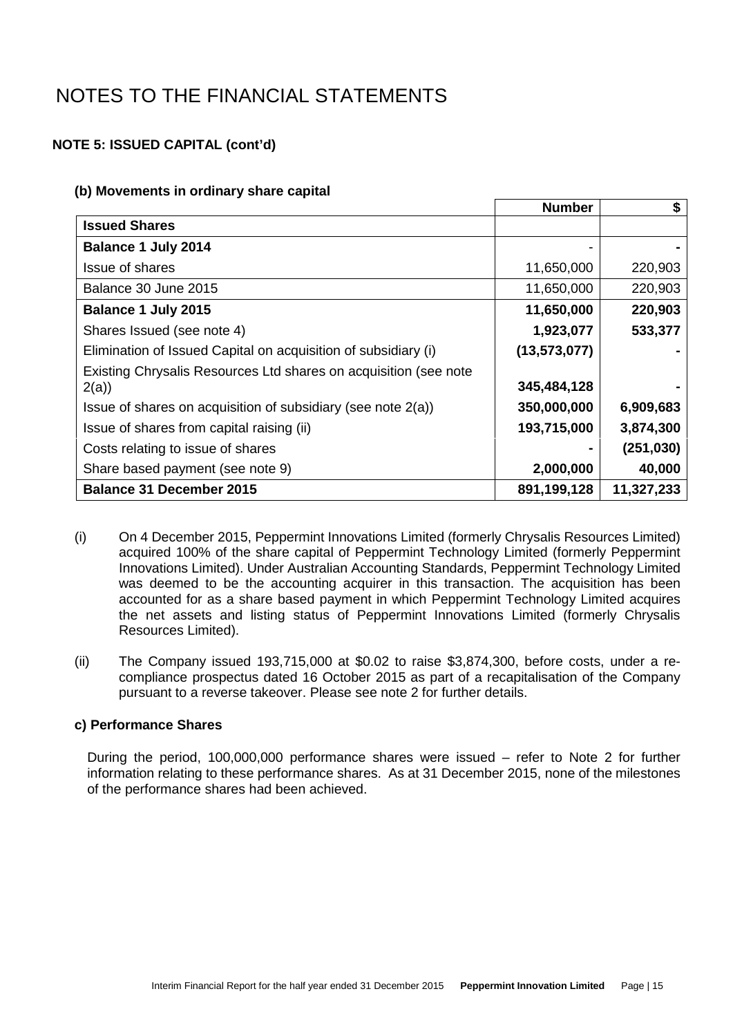# NOTES TO THE FINANCIAL STATEMENTS

### NOTE 5: ISSUED CAPITAL (cont'd)

#### (b) Movements in ordinary share capital

| | Number | $ |
|---|---|---|
| **Issued Shares** | | |
| **Balance 1 July 2014** | - | **-** |
| Issue of shares | 11,650,000 | 220,903 |
| Balance 30 June 2015 | 11,650,000 | 220,903 |
| **Balance 1 July 2015** | **11,650,000** | **220,903** |
| Shares Issued (see note 4) | **1,923,077** | **533,377** |
| Elimination of Issued Capital on acquisition of subsidiary (i) | **(13,573,077)** | **-** |
| Existing Chrysalis Resources Ltd shares on acquisition (see note 2(a)) | **345,484,128** | **-** |
| Issue of shares on acquisition of subsidiary (see note 2(a)) | **350,000,000** | **6,909,683** |
| Issue of shares from capital raising (ii) | **193,715,000** | **3,874,300** |
| Costs relating to issue of shares | **-** | **(251,030)** |
| Share based payment (see note 9) | **2,000,000** | **40,000** |
| **Balance 31 December 2015** | **891,199,128** | **11,327,233** |

(i) On 4 December 2015, Peppermint Innovations Limited (formerly Chrysalis Resources Limited) acquired 100% of the share capital of Peppermint Technology Limited (formerly Peppermint Innovations Limited). Under Australian Accounting Standards, Peppermint Technology Limited was deemed to be the accounting acquirer in this transaction. The acquisition has been accounted for as a share based payment in which Peppermint Technology Limited acquires the net assets and listing status of Peppermint Innovations Limited (formerly Chrysalis Resources Limited).

(ii) The Company issued 193,715,000 at $0.02 to raise $3,874,300, before costs, under a re-compliance prospectus dated 16 October 2015 as part of a recapitalisation of the Company pursuant to a reverse takeover. Please see note 2 for further details.

#### c) Performance Shares

During the period, 100,000,000 performance shares were issued – refer to Note 2 for further information relating to these performance shares. As at 31 December 2015, none of the milestones of the performance shares had been achieved.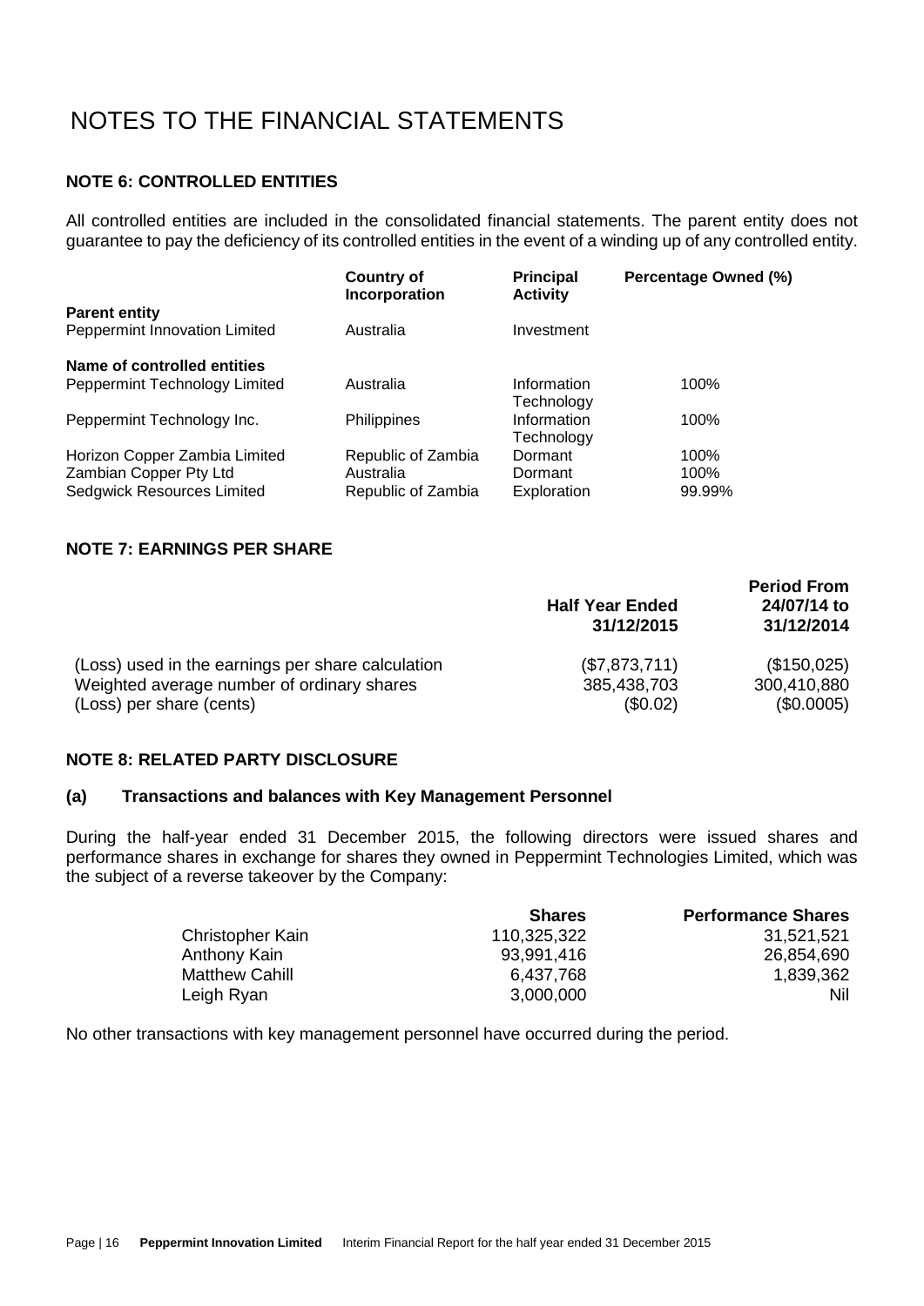# NOTES TO THE FINANCIAL STATEMENTS

## NOTE 6: CONTROLLED ENTITIES

All controlled entities are included in the consolidated financial statements. The parent entity does not guarantee to pay the deficiency of its controlled entities in the event of a winding up of any controlled entity.

| | Country of Incorporation | Principal Activity | Percentage Owned (%) |
|---|---|---|---|
| **Parent entity** | | | |
| Peppermint Innovation Limited | Australia | Investment | |
| **Name of controlled entities** | | | |
| Peppermint Technology Limited | Australia | Information Technology | 100% |
| Peppermint Technology Inc. | Philippines | Information Technology | 100% |
| Horizon Copper Zambia Limited | Republic of Zambia | Dormant | 100% |
| Zambian Copper Pty Ltd | Australia | Dormant | 100% |
| Sedgwick Resources Limited | Republic of Zambia | Exploration | 99.99% |

## NOTE 7: EARNINGS PER SHARE

| | Half Year Ended 31/12/2015 | Period From 24/07/14 to 31/12/2014 |
|---|---|---|
| (Loss) used in the earnings per share calculation | ($7,873,711) | ($150,025) |
| Weighted average number of ordinary shares | 385,438,703 | 300,410,880 |
| (Loss) per share (cents) | ($0.02) | ($0.0005) |

## NOTE 8: RELATED PARTY DISCLOSURE

### (a) Transactions and balances with Key Management Personnel

During the half-year ended 31 December 2015, the following directors were issued shares and performance shares in exchange for shares they owned in Peppermint Technologies Limited, which was the subject of a reverse takeover by the Company:

| | Shares | Performance Shares |
|---|---|---|
| Christopher Kain | 110,325,322 | 31,521,521 |
| Anthony Kain | 93,991,416 | 26,854,690 |
| Matthew Cahill | 6,437,768 | 1,839,362 |
| Leigh Ryan | 3,000,000 | Nil |

No other transactions with key management personnel have occurred during the period.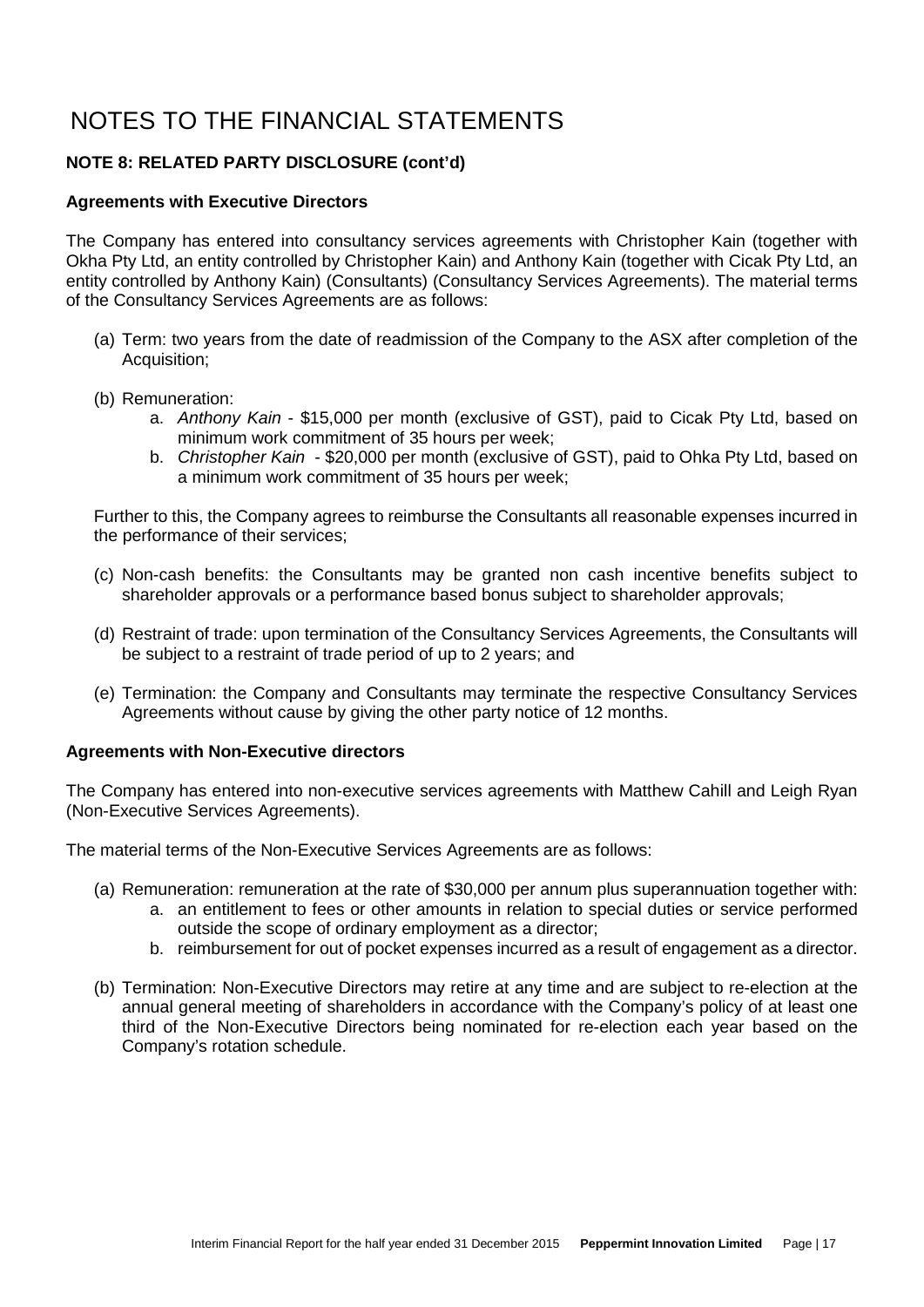# NOTES TO THE FINANCIAL STATEMENTS

### NOTE 8: RELATED PARTY DISCLOSURE (cont'd)

**Agreements with Executive Directors**

The Company has entered into consultancy services agreements with Christopher Kain (together with Okha Pty Ltd, an entity controlled by Christopher Kain) and Anthony Kain (together with Cicak Pty Ltd, an entity controlled by Anthony Kain) (Consultants) (Consultancy Services Agreements). The material terms of the Consultancy Services Agreements are as follows:

(a) Term: two years from the date of readmission of the Company to the ASX after completion of the Acquisition;

(b) Remuneration:
   a. *Anthony Kain* - $15,000 per month (exclusive of GST), paid to Cicak Pty Ltd, based on minimum work commitment of 35 hours per week;
   b. *Christopher Kain* - $20,000 per month (exclusive of GST), paid to Ohka Pty Ltd, based on a minimum work commitment of 35 hours per week;

Further to this, the Company agrees to reimburse the Consultants all reasonable expenses incurred in the performance of their services;

(c) Non-cash benefits: the Consultants may be granted non cash incentive benefits subject to shareholder approvals or a performance based bonus subject to shareholder approvals;

(d) Restraint of trade: upon termination of the Consultancy Services Agreements, the Consultants will be subject to a restraint of trade period of up to 2 years; and

(e) Termination: the Company and Consultants may terminate the respective Consultancy Services Agreements without cause by giving the other party notice of 12 months.

**Agreements with Non-Executive directors**

The Company has entered into non-executive services agreements with Matthew Cahill and Leigh Ryan (Non-Executive Services Agreements).

The material terms of the Non-Executive Services Agreements are as follows:

(a) Remuneration: remuneration at the rate of $30,000 per annum plus superannuation together with:
   a. an entitlement to fees or other amounts in relation to special duties or service performed outside the scope of ordinary employment as a director;
   b. reimbursement for out of pocket expenses incurred as a result of engagement as a director.

(b) Termination: Non-Executive Directors may retire at any time and are subject to re-election at the annual general meeting of shareholders in accordance with the Company's policy of at least one third of the Non-Executive Directors being nominated for re-election each year based on the Company's rotation schedule.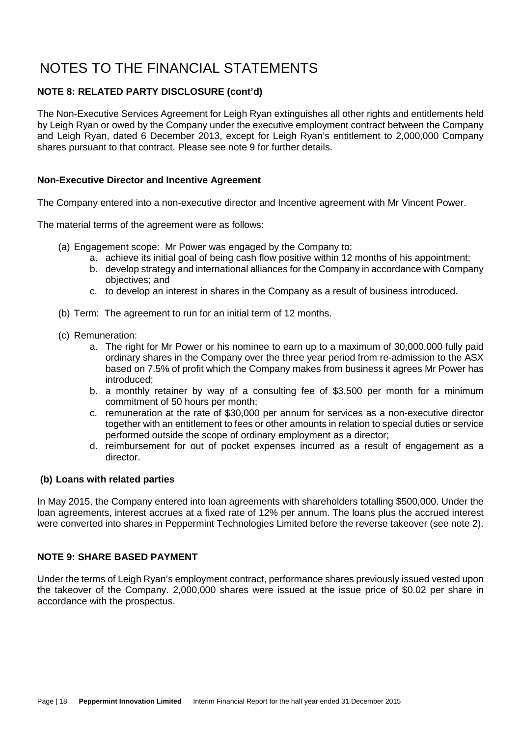# NOTES TO THE FINANCIAL STATEMENTS

### NOTE 8: RELATED PARTY DISCLOSURE (cont'd)

The Non-Executive Services Agreement for Leigh Ryan extinguishes all other rights and entitlements held by Leigh Ryan or owed by the Company under the executive employment contract between the Company and Leigh Ryan, dated 6 December 2013, except for Leigh Ryan's entitlement to 2,000,000 Company shares pursuant to that contract. Please see note 9 for further details.

**Non-Executive Director and Incentive Agreement**

The Company entered into a non-executive director and Incentive agreement with Mr Vincent Power.

The material terms of the agreement were as follows:

(a) Engagement scope: Mr Power was engaged by the Company to:
   a. achieve its initial goal of being cash flow positive within 12 months of his appointment;
   b. develop strategy and international alliances for the Company in accordance with Company objectives; and
   c. to develop an interest in shares in the Company as a result of business introduced.

(b) Term: The agreement to run for an initial term of 12 months.

(c) Remuneration:
   a. The right for Mr Power or his nominee to earn up to a maximum of 30,000,000 fully paid ordinary shares in the Company over the three year period from re-admission to the ASX based on 7.5% of profit which the Company makes from business it agrees Mr Power has introduced;
   b. a monthly retainer by way of a consulting fee of $3,500 per month for a minimum commitment of 50 hours per month;
   c. remuneration at the rate of $30,000 per annum for services as a non-executive director together with an entitlement to fees or other amounts in relation to special duties or service performed outside the scope of ordinary employment as a director;
   d. reimbursement for out of pocket expenses incurred as a result of engagement as a director.

**(b) Loans with related parties**

In May 2015, the Company entered into loan agreements with shareholders totalling $500,000. Under the loan agreements, interest accrues at a fixed rate of 12% per annum. The loans plus the accrued interest were converted into shares in Peppermint Technologies Limited before the reverse takeover (see note 2).

### NOTE 9: SHARE BASED PAYMENT

Under the terms of Leigh Ryan's employment contract, performance shares previously issued vested upon the takeover of the Company. 2,000,000 shares were issued at the issue price of $0.02 per share in accordance with the prospectus.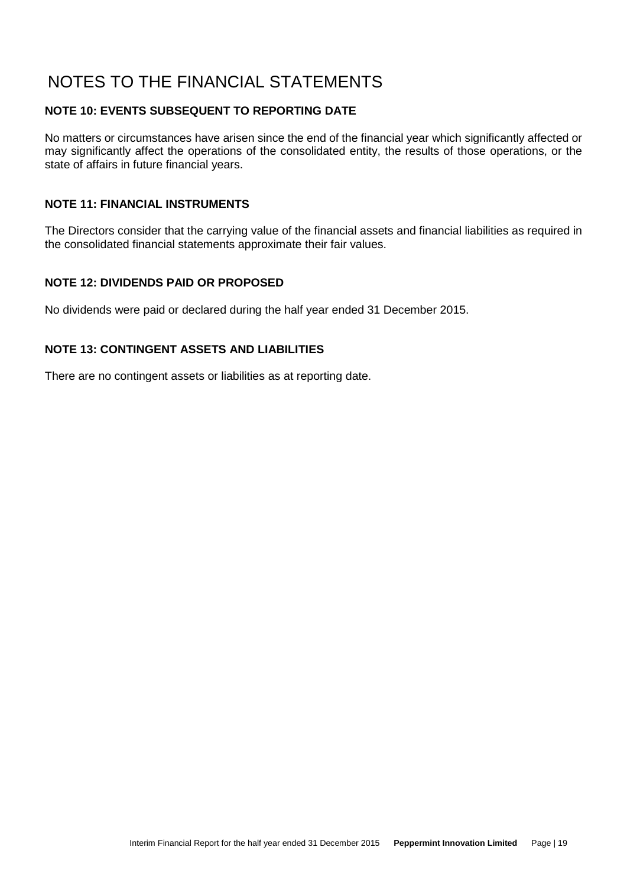# NOTES TO THE FINANCIAL STATEMENTS

**NOTE 10: EVENTS SUBSEQUENT TO REPORTING DATE**

No matters or circumstances have arisen since the end of the financial year which significantly affected or may significantly affect the operations of the consolidated entity, the results of those operations, or the state of affairs in future financial years.

**NOTE 11: FINANCIAL INSTRUMENTS**

The Directors consider that the carrying value of the financial assets and financial liabilities as required in the consolidated financial statements approximate their fair values.

**NOTE 12: DIVIDENDS PAID OR PROPOSED**

No dividends were paid or declared during the half year ended 31 December 2015.

**NOTE 13: CONTINGENT ASSETS AND LIABILITIES**

There are no contingent assets or liabilities as at reporting date.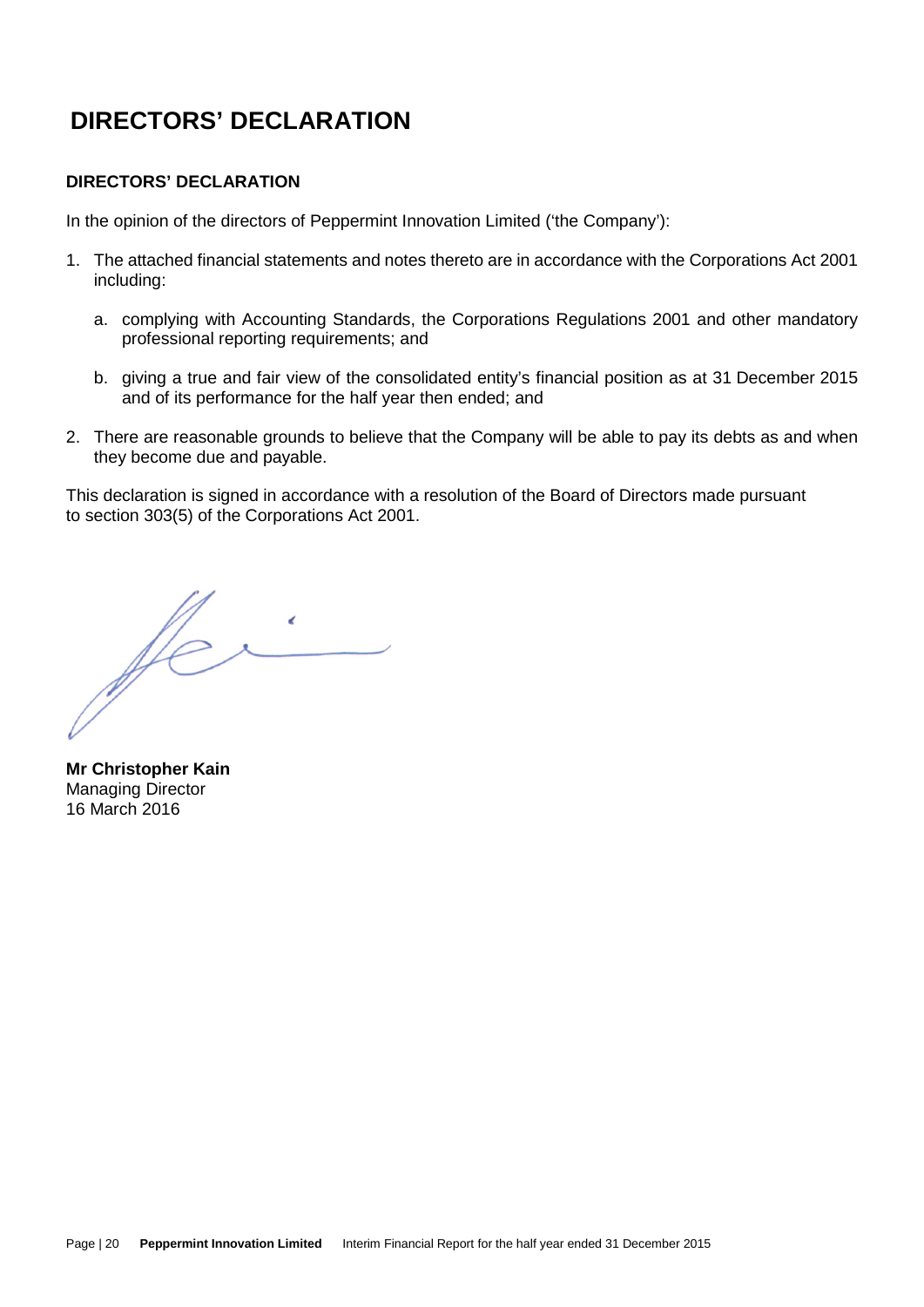# DIRECTORS' DECLARATION

### DIRECTORS' DECLARATION

In the opinion of the directors of Peppermint Innovation Limited ('the Company'):

1. The attached financial statements and notes thereto are in accordance with the Corporations Act 2001 including:
   a. complying with Accounting Standards, the Corporations Regulations 2001 and other mandatory professional reporting requirements; and
   b. giving a true and fair view of the consolidated entity's financial position as at 31 December 2015 and of its performance for the half year then ended; and
2. There are reasonable grounds to believe that the Company will be able to pay its debts as and when they become due and payable.

This declaration is signed in accordance with a resolution of the Board of Directors made pursuant to section 303(5) of the Corporations Act 2001.

**Mr Christopher Kain**
Managing Director
16 March 2016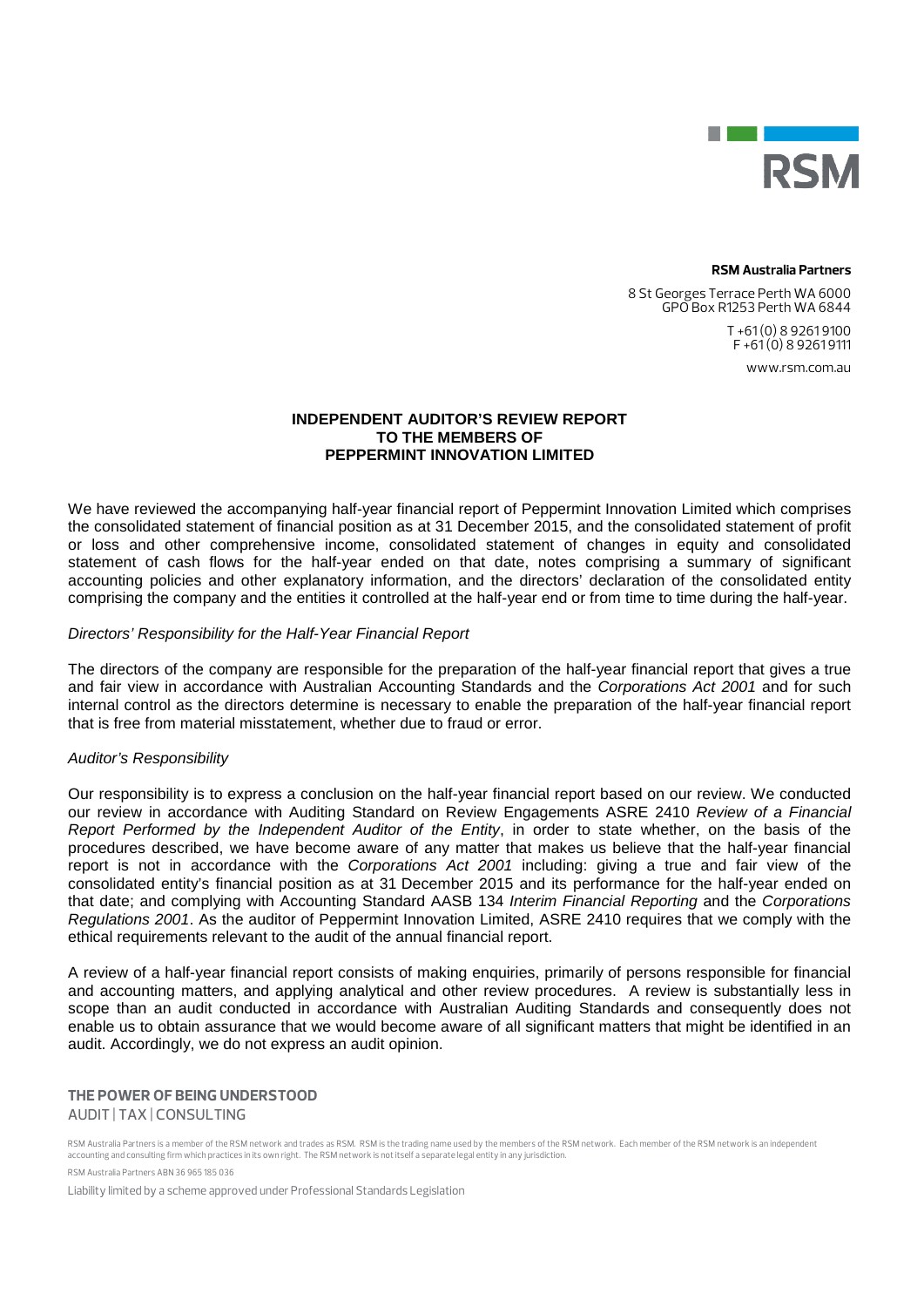**RSM Australia Partners**

8 St Georges Terrace Perth WA 6000
GPO Box R1253 Perth WA 6844

T +61 (0) 8 9261 9100
F +61 (0) 8 9261 9111

www.rsm.com.au

# INDEPENDENT AUDITOR'S REVIEW REPORT TO THE MEMBERS OF PEPPERMINT INNOVATION LIMITED

We have reviewed the accompanying half-year financial report of Peppermint Innovation Limited which comprises the consolidated statement of financial position as at 31 December 2015, and the consolidated statement of profit or loss and other comprehensive income, consolidated statement of changes in equity and consolidated statement of cash flows for the half-year ended on that date, notes comprising a summary of significant accounting policies and other explanatory information, and the directors' declaration of the consolidated entity comprising the company and the entities it controlled at the half-year end or from time to time during the half-year.

*Directors' Responsibility for the Half-Year Financial Report*

The directors of the company are responsible for the preparation of the half-year financial report that gives a true and fair view in accordance with Australian Accounting Standards and the *Corporations Act 2001* and for such internal control as the directors determine is necessary to enable the preparation of the half-year financial report that is free from material misstatement, whether due to fraud or error.

*Auditor's Responsibility*

Our responsibility is to express a conclusion on the half-year financial report based on our review. We conducted our review in accordance with Auditing Standard on Review Engagements ASRE 2410 *Review of a Financial Report Performed by the Independent Auditor of the Entity*, in order to state whether, on the basis of the procedures described, we have become aware of any matter that makes us believe that the half-year financial report is not in accordance with the *Corporations Act 2001* including: giving a true and fair view of the consolidated entity's financial position as at 31 December 2015 and its performance for the half-year ended on that date; and complying with Accounting Standard AASB 134 *Interim Financial Reporting* and the *Corporations Regulations 2001*. As the auditor of Peppermint Innovation Limited, ASRE 2410 requires that we comply with the ethical requirements relevant to the audit of the annual financial report.

A review of a half-year financial report consists of making enquiries, primarily of persons responsible for financial and accounting matters, and applying analytical and other review procedures. A review is substantially less in scope than an audit conducted in accordance with Australian Auditing Standards and consequently does not enable us to obtain assurance that we would become aware of all significant matters that might be identified in an audit. Accordingly, we do not express an audit opinion.

**THE POWER OF BEING UNDERSTOOD**
AUDIT | TAX | CONSULTING

RSM Australia Partners is a member of the RSM network and trades as RSM. RSM is the trading name used by the members of the RSM network. Each member of the RSM network is an independent accounting and consulting firm which practices in its own right. The RSM network is not itself a separate legal entity in any jurisdiction.

RSM Australia Partners ABN 36 965 185 036

Liability limited by a scheme approved under Professional Standards Legislation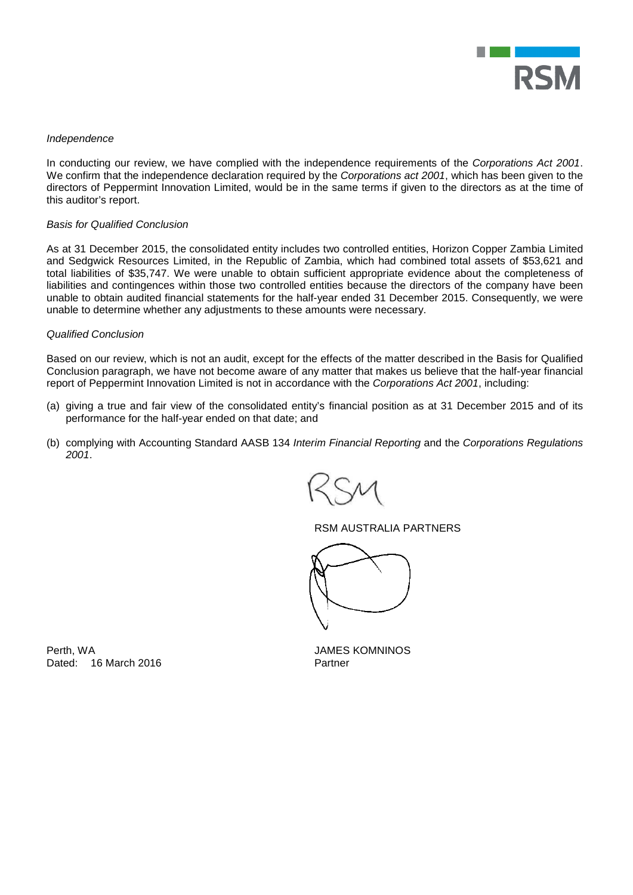*Independence*

In conducting our review, we have complied with the independence requirements of the *Corporations Act 2001*. We confirm that the independence declaration required by the *Corporations act 2001*, which has been given to the directors of Peppermint Innovation Limited, would be in the same terms if given to the directors as at the time of this auditor's report.

*Basis for Qualified Conclusion*

As at 31 December 2015, the consolidated entity includes two controlled entities, Horizon Copper Zambia Limited and Sedgwick Resources Limited, in the Republic of Zambia, which had combined total assets of $53,621 and total liabilities of $35,747. We were unable to obtain sufficient appropriate evidence about the completeness of liabilities and contingences within those two controlled entities because the directors of the company have been unable to obtain audited financial statements for the half-year ended 31 December 2015. Consequently, we were unable to determine whether any adjustments to these amounts were necessary.

*Qualified Conclusion*

Based on our review, which is not an audit, except for the effects of the matter described in the Basis for Qualified Conclusion paragraph, we have not become aware of any matter that makes us believe that the half-year financial report of Peppermint Innovation Limited is not in accordance with the *Corporations Act 2001*, including:

(a) giving a true and fair view of the consolidated entity's financial position as at 31 December 2015 and of its performance for the half-year ended on that date; and

(b) complying with Accounting Standard AASB 134 *Interim Financial Reporting* and the *Corporations Regulations 2001*.

RSM AUSTRALIA PARTNERS

JAMES KOMNINOS
Partner

Perth, WA
Dated: 16 March 2016